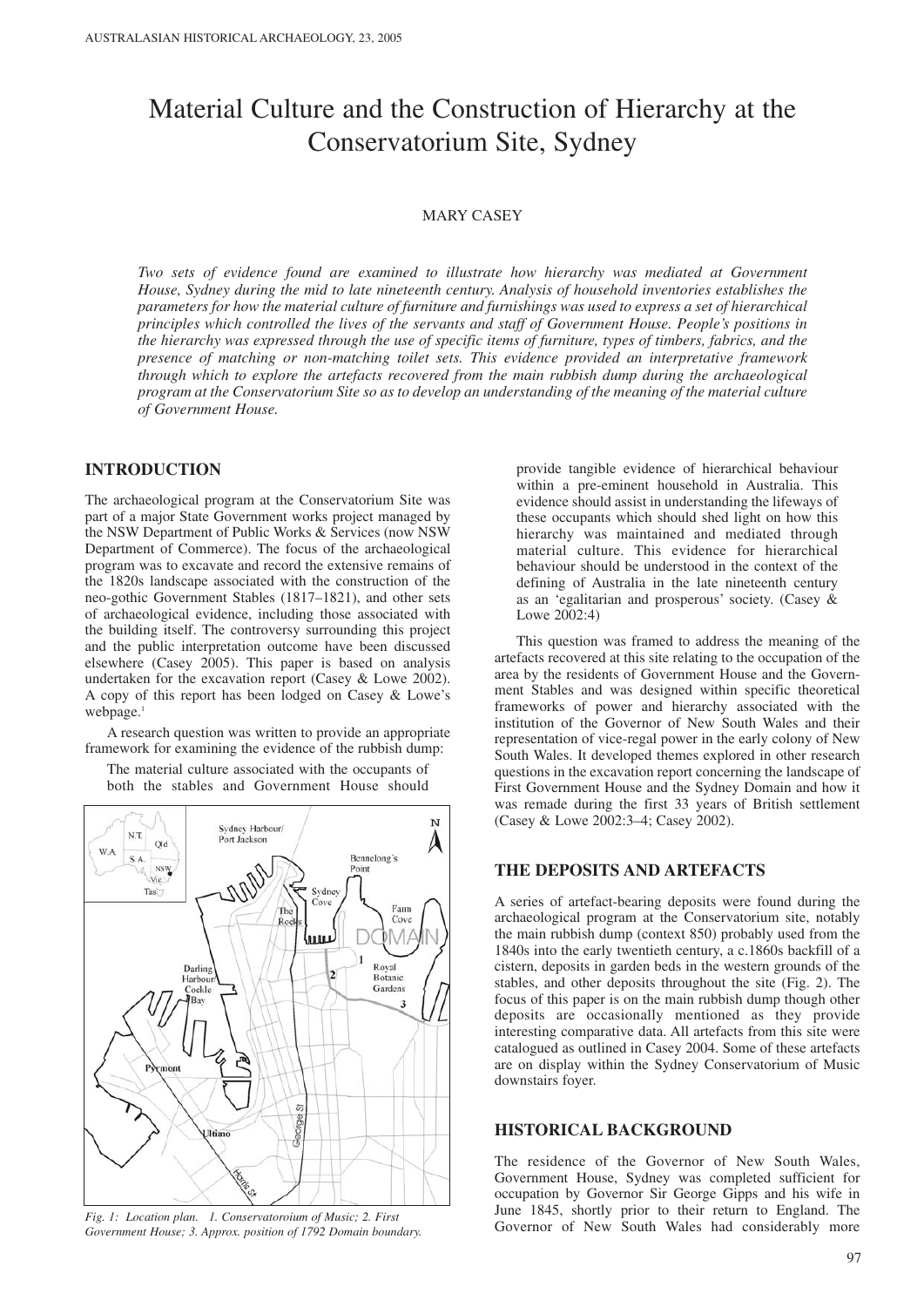# Material Culture and the Construction of Hierarchy at the Conservatorium Site, Sydney

MARY CASEY

*Two sets of evidence found are examined to illustrate how hierarchy was mediated at Government House, Sydney during the mid to late nineteenth century. Analysis of household inventories establishes the parameters for how the material culture of furniture and furnishings was used to express a set of hierarchical principles which controlled the lives of the servants and staff of Government House. People's positions in the hierarchy was expressed through the use of specific items of furniture, types of timbers, fabrics, and the presence of matching or non-matching toilet sets. This evidence provided an interpretative framework through which to explore the artefacts recovered from the main rubbish dump during the archaeological program at the Conservatorium Site so as to develop an understanding of the meaning of the material culture of Government House.*

## INTRODUCTION

The archaeological program at the Conservatorium Site was part of a major State Government works project managed by the NSW Department of Public Works & Services (now NSW Department of Commerce). The focus of the archaeological program was to excavate and record the extensive remains of the 1820s landscape associated with the construction of the neo-gothic Government Stables (1817–1821), and other sets of archaeological evidence, including those associated with the building itself. The controversy surrounding this project and the public interpretation outcome have been discussed elsewhere (Casey 2005). This paper is based on analysis undertaken for the excavation report (Casey & Lowe 2002). A copy of this report has been lodged on Casey & Lowe's webpage.[1]

A research question was written to provide an appropriate framework for examining the evidence of the rubbish dump:

> The material culture associated with the occupants of both the stables and Government House should provide tangible evidence of hierarchical behaviour within a pre-eminent household in Australia. This evidence should assist in understanding the lifeways of these occupants which should shed light on how this hierarchy was maintained and mediated through material culture. This evidence for hierarchical behaviour should be understood in the context of the defining of Australia in the late nineteenth century as an 'egalitarian and prosperous' society. (Casey & Lowe 2002:4)

*Fig. 1: Location plan. 1. Conservatoroium of Music; 2. First Government House; 3. Approx. position of 1792 Domain boundary.*

This question was framed to address the meaning of the artefacts recovered at this site relating to the occupation of the area by the residents of Government House and the Government Stables and was designed within specific theoretical frameworks of power and hierarchy associated with the institution of the Governor of New South Wales and their representation of vice-regal power in the early colony of New South Wales. It developed themes explored in other research questions in the excavation report concerning the landscape of First Government House and the Sydney Domain and how it was remade during the first 33 years of British settlement (Casey & Lowe 2002:3–4; Casey 2002).

## THE DEPOSITS AND ARTEFACTS

A series of artefact-bearing deposits were found during the archaeological program at the Conservatorium site, notably the main rubbish dump (context 850) probably used from the 1840s into the early twentieth century, a c.1860s backfill of a cistern, deposits in garden beds in the western grounds of the stables, and other deposits throughout the site (Fig. 2). The focus of this paper is on the main rubbish dump though other deposits are occasionally mentioned as they provide interesting comparative data. All artefacts from this site were catalogued as outlined in Casey 2004. Some of these artefacts are on display within the Sydney Conservatorium of Music downstairs foyer.

## HISTORICAL BACKGROUND

The residence of the Governor of New South Wales, Government House, Sydney was completed sufficient for occupation by Governor Sir George Gipps and his wife in June 1845, shortly prior to their return to England. The Governor of New South Wales had considerably more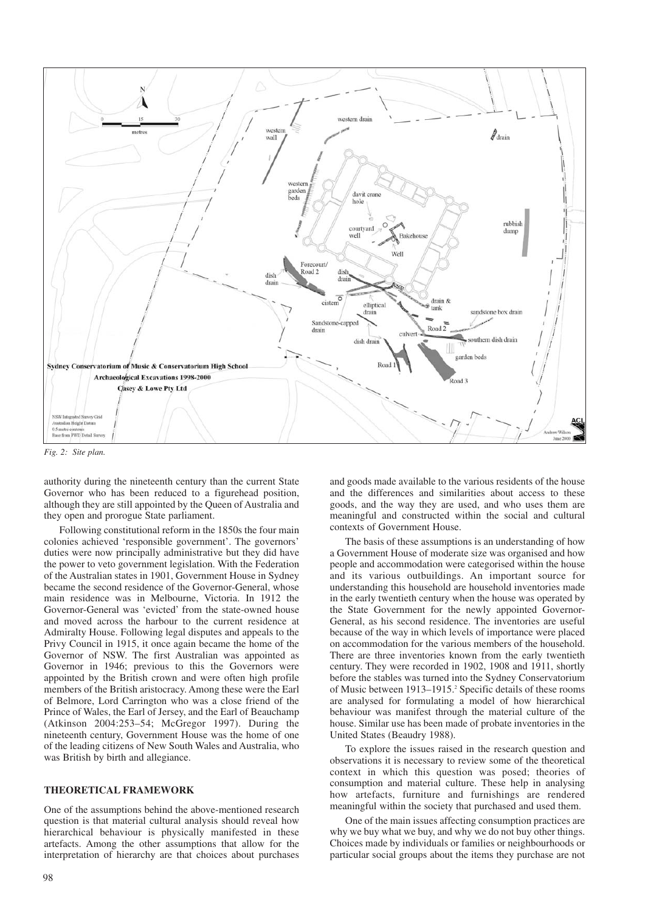*Fig. 2: Site plan.*

authority during the nineteenth century than the current State Governor who has been reduced to a figurehead position, although they are still appointed by the Queen of Australia and they open and prorogue State parliament.

Following constitutional reform in the 1850s the four main colonies achieved 'responsible government'. The governors' duties were now principally administrative but they did have the power to veto government legislation. With the Federation of the Australian states in 1901, Government House in Sydney became the second residence of the Governor-General, whose main residence was in Melbourne, Victoria. In 1912 the Governor-General was 'evicted' from the state-owned house and moved across the harbour to the current residence at Admiralty House. Following legal disputes and appeals to the Privy Council in 1915, it once again became the home of the Governor of NSW. The first Australian was appointed as Governor in 1946; previous to this the Governors were appointed by the British crown and were often high profile members of the British aristocracy. Among these were the Earl of Belmore, Lord Carrington who was a close friend of the Prince of Wales, the Earl of Jersey, and the Earl of Beauchamp (Atkinson 2004:253–54; McGregor 1997). During the nineteenth century, Government House was the home of one of the leading citizens of New South Wales and Australia, who was British by birth and allegiance.

## THEORETICAL FRAMEWORK

One of the assumptions behind the above-mentioned research question is that material cultural analysis should reveal how hierarchical behaviour is physically manifested in these artefacts. Among the other assumptions that allow for the interpretation of hierarchy are that choices about purchases and goods made available to the various residents of the house and the differences and similarities about access to these goods, and the way they are used, and who uses them are meaningful and constructed within the social and cultural contexts of Government House.

The basis of these assumptions is an understanding of how a Government House of moderate size was organised and how people and accommodation were categorised within the house and its various outbuildings. An important source for understanding this household are household inventories made in the early twentieth century when the house was operated by the State Government for the newly appointed Governor-General, as his second residence. The inventories are useful because of the way in which levels of importance were placed on accommodation for the various members of the household. There are three inventories known from the early twentieth century. They were recorded in 1902, 1908 and 1911, shortly before the stables was turned into the Sydney Conservatorium of Music between 1913–1915.[2] Specific details of these rooms are analysed for formulating a model of how hierarchical behaviour was manifest through the material culture of the house. Similar use has been made of probate inventories in the United States (Beaudry 1988).

To explore the issues raised in the research question and observations it is necessary to review some of the theoretical context in which this question was posed; theories of consumption and material culture. These help in analysing how artefacts, furniture and furnishings are rendered meaningful within the society that purchased and used them.

One of the main issues affecting consumption practices are why we buy what we buy, and why we do not buy other things. Choices made by individuals or families or neighbourhoods or particular social groups about the items they purchase are not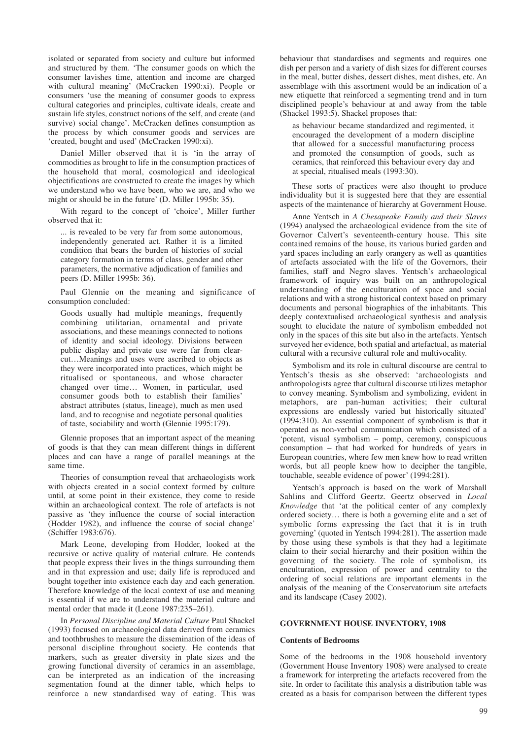isolated or separated from society and culture but informed and structured by them. 'The consumer goods on which the consumer lavishes time, attention and income are charged with cultural meaning' (McCracken 1990:xi). People or consumers 'use the meaning of consumer goods to express cultural categories and principles, cultivate ideals, create and sustain life styles, construct notions of the self, and create (and survive) social change'. McCracken defines consumption as the process by which consumer goods and services are 'created, bought and used' (McCracken 1990:xi).

Daniel Miller observed that it is 'in the array of commodities as brought to life in the consumption practices of the household that moral, cosmological and ideological objectifications are constructed to create the images by which we understand who we have been, who we are, and who we might or should be in the future' (D. Miller 1995b: 35).

With regard to the concept of 'choice', Miller further observed that it:

> ... is revealed to be very far from some autonomous, independently generated act. Rather it is a limited condition that bears the burden of histories of social category formation in terms of class, gender and other parameters, the normative adjudication of families and peers (D. Miller 1995b: 36).

Paul Glennie on the meaning and significance of consumption concluded:

> Goods usually had multiple meanings, frequently combining utilitarian, ornamental and private associations, and these meanings connected to notions of identity and social ideology. Divisions between public display and private use were far from clear-cut…Meanings and uses were ascribed to objects as they were incorporated into practices, which might be ritualised or spontaneous, and whose character changed over time… Women, in particular, used consumer goods both to establish their families' abstract attributes (status, lineage), much as men used land, and to recognise and negotiate personal qualities of taste, sociability and worth (Glennie 1995:179).

Glennie proposes that an important aspect of the meaning of goods is that they can mean different things in different places and can have a range of parallel meanings at the same time.

Theories of consumption reveal that archaeologists work with objects created in a social context formed by culture until, at some point in their existence, they come to reside within an archaeological context. The role of artefacts is not passive as 'they influence the course of social interaction (Hodder 1982), and influence the course of social change' (Schiffer 1983:676).

Mark Leone, developing from Hodder, looked at the recursive or active quality of material culture. He contends that people express their lives in the things surrounding them and in that expression and use; daily life is reproduced and bought together into existence each day and each generation. Therefore knowledge of the local context of use and meaning is essential if we are to understand the material culture and mental order that made it (Leone 1987:235–261).

In *Personal Discipline and Material Culture* Paul Shackel (1993) focused on archaeological data derived from ceramics and toothbrushes to measure the dissemination of the ideas of personal discipline throughout society. He contends that markers, such as greater diversity in plate sizes and the growing functional diversity of ceramics in an assemblage, can be interpreted as an indication of the increasing segmentation found at the dinner table, which helps to reinforce a new standardised way of eating. This was behaviour that standardises and segments and requires one dish per person and a variety of dish sizes for different courses in the meal, butter dishes, dessert dishes, meat dishes, etc. An assemblage with this assortment would be an indication of a new etiquette that reinforced a segmenting trend and in turn disciplined people's behaviour at and away from the table (Shackel 1993:5). Shackel proposes that:

> as behaviour became standardized and regimented, it encouraged the development of a modern discipline that allowed for a successful manufacturing process and promoted the consumption of goods, such as ceramics, that reinforced this behaviour every day and at special, ritualised meals (1993:30).

These sorts of practices were also thought to produce individuality but it is suggested here that they are essential aspects of the maintenance of hierarchy at Government House.

Anne Yentsch in *A Chesapeake Family and their Slaves* (1994) analysed the archaeological evidence from the site of Governor Calvert's seventeenth-century house. This site contained remains of the house, its various buried garden and yard spaces including an early orangery as well as quantities of artefacts associated with the life of the Governors, their families, staff and Negro slaves. Yentsch's archaeological framework of inquiry was built on an anthropological understanding of the enculturation of space and social relations and with a strong historical context based on primary documents and personal biographies of the inhabitants. This deeply contextualised archaeological synthesis and analysis sought to elucidate the nature of symbolism embedded not only in the spaces of this site but also in the artefacts. Yentsch surveyed her evidence, both spatial and artefactual, as material cultural with a recursive cultural role and multivocality.

Symbolism and its role in cultural discourse are central to Yentsch's thesis as she observed: 'archaeologists and anthropologists agree that cultural discourse utilizes metaphor to convey meaning. Symbolism and symbolizing, evident in metaphors, are pan-human activities; their cultural expressions are endlessly varied but historically situated' (1994:310). An essential component of symbolism is that it operated as non-verbal communication which consisted of a 'potent, visual symbolism – pomp, ceremony, conspicuous consumption – that had worked for hundreds of years in European countries, where few men knew how to read written words, but all people knew how to decipher the tangible, touchable, seeable evidence of power' (1994:281).

Yentsch's approach is based on the work of Marshall Sahlins and Clifford Geertz. Geertz observed in *Local Knowledge* that 'at the political center of any complexly ordered society… there is both a governing elite and a set of symbolic forms expressing the fact that it is in truth governing' (quoted in Yentsch 1994:281). The assertion made by those using these symbols is that they had a legitimate claim to their social hierarchy and their position within the governing of the society. The role of symbolism, its enculturation, expression of power and centrality to the ordering of social relations are important elements in the analysis of the meaning of the Conservatorium site artefacts and its landscape (Casey 2002).

## GOVERNMENT HOUSE INVENTORY, 1908

### Contents of Bedrooms

Some of the bedrooms in the 1908 household inventory (Government House Inventory 1908) were analysed to create a framework for interpreting the artefacts recovered from the site. In order to facilitate this analysis a distribution table was created as a basis for comparison between the different types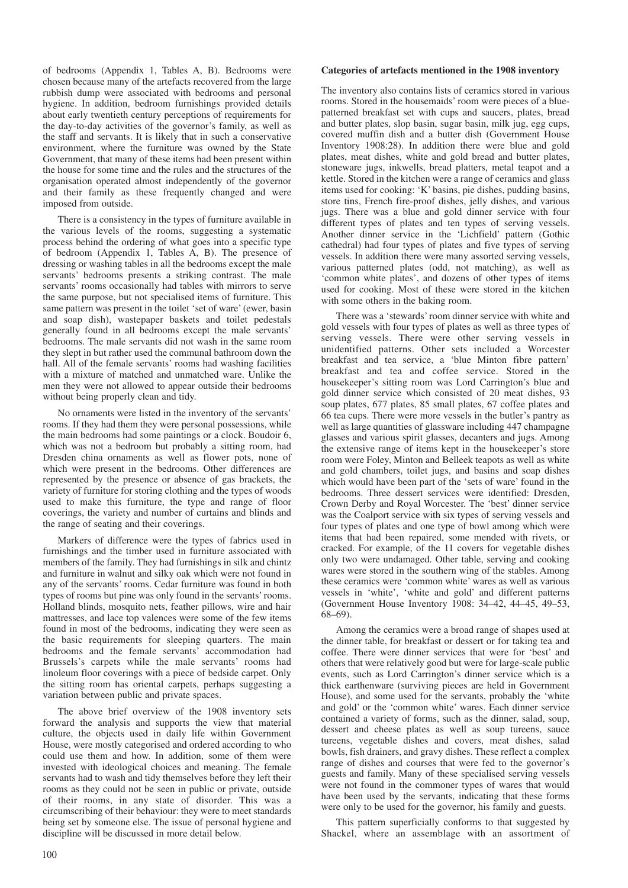of bedrooms (Appendix 1, Tables A, B). Bedrooms were chosen because many of the artefacts recovered from the large rubbish dump were associated with bedrooms and personal hygiene. In addition, bedroom furnishings provided details about early twentieth century perceptions of requirements for the day-to-day activities of the governor's family, as well as the staff and servants. It is likely that in such a conservative environment, where the furniture was owned by the State Government, that many of these items had been present within the house for some time and the rules and the structures of the organisation operated almost independently of the governor and their family as these frequently changed and were imposed from outside.

There is a consistency in the types of furniture available in the various levels of the rooms, suggesting a systematic process behind the ordering of what goes into a specific type of bedroom (Appendix 1, Tables A, B). The presence of dressing or washing tables in all the bedrooms except the male servants' bedrooms presents a striking contrast. The male servants' rooms occasionally had tables with mirrors to serve the same purpose, but not specialised items of furniture. This same pattern was present in the toilet 'set of ware' (ewer, basin and soap dish), wastepaper baskets and toilet pedestals generally found in all bedrooms except the male servants' bedrooms. The male servants did not wash in the same room they slept in but rather used the communal bathroom down the hall. All of the female servants' rooms had washing facilities with a mixture of matched and unmatched ware. Unlike the men they were not allowed to appear outside their bedrooms without being properly clean and tidy.

No ornaments were listed in the inventory of the servants' rooms. If they had them they were personal possessions, while the main bedrooms had some paintings or a clock. Boudoir 6, which was not a bedroom but probably a sitting room, had Dresden china ornaments as well as flower pots, none of which were present in the bedrooms. Other differences are represented by the presence or absence of gas brackets, the variety of furniture for storing clothing and the types of woods used to make this furniture, the type and range of floor coverings, the variety and number of curtains and blinds and the range of seating and their coverings.

Markers of difference were the types of fabrics used in furnishings and the timber used in furniture associated with members of the family. They had furnishings in silk and chintz and furniture in walnut and silky oak which were not found in any of the servants' rooms. Cedar furniture was found in both types of rooms but pine was only found in the servants' rooms. Holland blinds, mosquito nets, feather pillows, wire and hair mattresses, and lace top valences were some of the few items found in most of the bedrooms, indicating they were seen as the basic requirements for sleeping quarters. The main bedrooms and the female servants' accommodation had Brussels's carpets while the male servants' rooms had linoleum floor coverings with a piece of bedside carpet. Only the sitting room has oriental carpets, perhaps suggesting a variation between public and private spaces.

The above brief overview of the 1908 inventory sets forward the analysis and supports the view that material culture, the objects used in daily life within Government House, were mostly categorised and ordered according to who could use them and how. In addition, some of them were invested with ideological choices and meaning. The female servants had to wash and tidy themselves before they left their rooms as they could not be seen in public or private, outside of their rooms, in any state of disorder. This was a circumscribing of their behaviour: they were to meet standards being set by someone else. The issue of personal hygiene and discipline will be discussed in more detail below.

**Categories of artefacts mentioned in the 1908 inventory**

The inventory also contains lists of ceramics stored in various rooms. Stored in the housemaids' room were pieces of a blue-patterned breakfast set with cups and saucers, plates, bread and butter plates, slop basin, sugar basin, milk jug, egg cups, covered muffin dish and a butter dish (Government House Inventory 1908:28). In addition there were blue and gold plates, meat dishes, white and gold bread and butter plates, stoneware jugs, inkwells, bread platters, metal teapot and a kettle. Stored in the kitchen were a range of ceramics and glass items used for cooking: 'K' basins, pie dishes, pudding basins, store tins, French fire-proof dishes, jelly dishes, and various jugs. There was a blue and gold dinner service with four different types of plates and ten types of serving vessels. Another dinner service in the 'Lichfield' pattern (Gothic cathedral) had four types of plates and five types of serving vessels. In addition there were many assorted serving vessels, various patterned plates (odd, not matching), as well as 'common white plates', and dozens of other types of items used for cooking. Most of these were stored in the kitchen with some others in the baking room.

There was a 'stewards' room dinner service with white and gold vessels with four types of plates as well as three types of serving vessels. There were other serving vessels in unidentified patterns. Other sets included a Worcester breakfast and tea service, a 'blue Minton fibre pattern' breakfast and tea and coffee service. Stored in the housekeeper's sitting room was Lord Carrington's blue and gold dinner service which consisted of 20 meat dishes, 93 soup plates, 677 plates, 85 small plates, 67 coffee plates and 66 tea cups. There were more vessels in the butler's pantry as well as large quantities of glassware including 447 champagne glasses and various spirit glasses, decanters and jugs. Among the extensive range of items kept in the housekeeper's store room were Foley, Minton and Belleek teapots as well as white and gold chambers, toilet jugs, and basins and soap dishes which would have been part of the 'sets of ware' found in the bedrooms. Three dessert services were identified: Dresden, Crown Derby and Royal Worcester. The 'best' dinner service was the Coalport service with six types of serving vessels and four types of plates and one type of bowl among which were items that had been repaired, some mended with rivets, or cracked. For example, of the 11 covers for vegetable dishes only two were undamaged. Other table, serving and cooking wares were stored in the southern wing of the stables. Among these ceramics were 'common white' wares as well as various vessels in 'white', 'white and gold' and different patterns (Government House Inventory 1908: 34–42, 44–45, 49–53, 68–69).

Among the ceramics were a broad range of shapes used at the dinner table, for breakfast or dessert or for taking tea and coffee. There were dinner services that were for 'best' and others that were relatively good but were for large-scale public events, such as Lord Carrington's dinner service which is a thick earthenware (surviving pieces are held in Government House), and some used for the servants, probably the 'white and gold' or the 'common white' wares. Each dinner service contained a variety of forms, such as the dinner, salad, soup, dessert and cheese plates as well as soup tureens, sauce tureens, vegetable dishes and covers, meat dishes, salad bowls, fish drainers, and gravy dishes. These reflect a complex range of dishes and courses that were fed to the governor's guests and family. Many of these specialised serving vessels were not found in the commoner types of wares that would have been used by the servants, indicating that these forms were only to be used for the governor, his family and guests.

This pattern superficially conforms to that suggested by Shackel, where an assemblage with an assortment of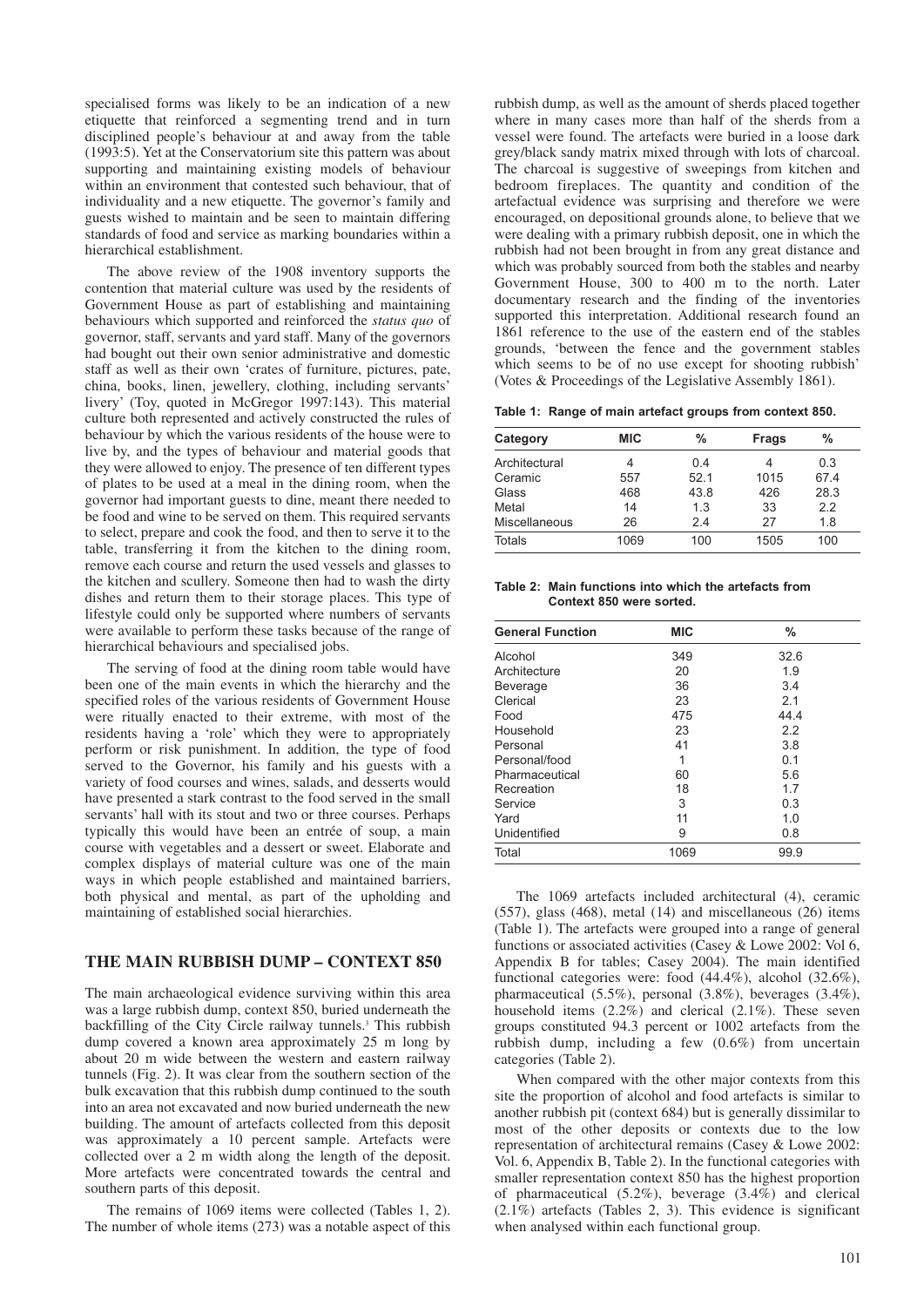specialised forms was likely to be an indication of a new etiquette that reinforced a segmenting trend and in turn disciplined people's behaviour at and away from the table (1993:5). Yet at the Conservatorium site this pattern was about supporting and maintaining existing models of behaviour within an environment that contested such behaviour, that of individuality and a new etiquette. The governor's family and guests wished to maintain and be seen to maintain differing standards of food and service as marking boundaries within a hierarchical establishment.

The above review of the 1908 inventory supports the contention that material culture was used by the residents of Government House as part of establishing and maintaining behaviours which supported and reinforced the *status quo* of governor, staff, servants and yard staff. Many of the governors had bought out their own senior administrative and domestic staff as well as their own 'crates of furniture, pictures, pate, china, books, linen, jewellery, clothing, including servants' livery' (Toy, quoted in McGregor 1997:143). This material culture both represented and actively constructed the rules of behaviour by which the various residents of the house were to live by, and the types of behaviour and material goods that they were allowed to enjoy. The presence of ten different types of plates to be used at a meal in the dining room, when the governor had important guests to dine, meant there needed to be food and wine to be served on them. This required servants to select, prepare and cook the food, and then to serve it to the table, transferring it from the kitchen to the dining room, remove each course and return the used vessels and glasses to the kitchen and scullery. Someone then had to wash the dirty dishes and return them to their storage places. This type of lifestyle could only be supported where numbers of servants were available to perform these tasks because of the range of hierarchical behaviours and specialised jobs.

The serving of food at the dining room table would have been one of the main events in which the hierarchy and the specified roles of the various residents of Government House were ritually enacted to their extreme, with most of the residents having a 'role' which they were to appropriately perform or risk punishment. In addition, the type of food served to the Governor, his family and his guests with a variety of food courses and wines, salads, and desserts would have presented a stark contrast to the food served in the small servants' hall with its stout and two or three courses. Perhaps typically this would have been an entrée of soup, a main course with vegetables and a dessert or sweet. Elaborate and complex displays of material culture was one of the main ways in which people established and maintained barriers, both physical and mental, as part of the upholding and maintaining of established social hierarchies.

## THE MAIN RUBBISH DUMP – CONTEXT 850

The main archaeological evidence surviving within this area was a large rubbish dump, context 850, buried underneath the backfilling of the City Circle railway tunnels.[3] This rubbish dump covered a known area approximately 25 m long by about 20 m wide between the western and eastern railway tunnels (Fig. 2). It was clear from the southern section of the bulk excavation that this rubbish dump continued to the south into an area not excavated and now buried underneath the new building. The amount of artefacts collected from this deposit was approximately a 10 percent sample. Artefacts were collected over a 2 m width along the length of the deposit. More artefacts were concentrated towards the central and southern parts of this deposit.

The remains of 1069 items were collected (Tables 1, 2). The number of whole items (273) was a notable aspect of this rubbish dump, as well as the amount of sherds placed together where in many cases more than half of the sherds from a vessel were found. The artefacts were buried in a loose dark grey/black sandy matrix mixed through with lots of charcoal. The charcoal is suggestive of sweepings from kitchen and bedroom fireplaces. The quantity and condition of the artefactual evidence was surprising and therefore we were encouraged, on depositional grounds alone, to believe that we were dealing with a primary rubbish deposit, one in which the rubbish had not been brought in from any great distance and which was probably sourced from both the stables and nearby Government House, 300 to 400 m to the north. Later documentary research and the finding of the inventories supported this interpretation. Additional research found an 1861 reference to the use of the eastern end of the stables grounds, 'between the fence and the government stables which seems to be of no use except for shooting rubbish' (Votes & Proceedings of the Legislative Assembly 1861).

**Table 1: Range of main artefact groups from context 850.**

| Category | MIC | % | Frags | % |
|---|---|---|---|---|
| Architectural | 4 | 0.4 | 4 | 0.3 |
| Ceramic | 557 | 52.1 | 1015 | 67.4 |
| Glass | 468 | 43.8 | 426 | 28.3 |
| Metal | 14 | 1.3 | 33 | 2.2 |
| Miscellaneous | 26 | 2.4 | 27 | 1.8 |
| Totals | 1069 | 100 | 1505 | 100 |

**Table 2: Main functions into which the artefacts from Context 850 were sorted.**

| General Function | MIC | % |
|---|---|---|
| Alcohol | 349 | 32.6 |
| Architecture | 20 | 1.9 |
| Beverage | 36 | 3.4 |
| Clerical | 23 | 2.1 |
| Food | 475 | 44.4 |
| Household | 23 | 2.2 |
| Personal | 41 | 3.8 |
| Personal/food | 1 | 0.1 |
| Pharmaceutical | 60 | 5.6 |
| Recreation | 18 | 1.7 |
| Service | 3 | 0.3 |
| Yard | 11 | 1.0 |
| Unidentified | 9 | 0.8 |
| Total | 1069 | 99.9 |

The 1069 artefacts included architectural (4), ceramic (557), glass (468), metal (14) and miscellaneous (26) items (Table 1). The artefacts were grouped into a range of general functions or associated activities (Casey & Lowe 2002: Vol 6, Appendix B for tables; Casey 2004). The main identified functional categories were: food (44.4%), alcohol (32.6%), pharmaceutical (5.5%), personal (3.8%), beverages (3.4%), household items (2.2%) and clerical (2.1%). These seven groups constituted 94.3 percent or 1002 artefacts from the rubbish dump, including a few (0.6%) from uncertain categories (Table 2).

When compared with the other major contexts from this site the proportion of alcohol and food artefacts is similar to another rubbish pit (context 684) but is generally dissimilar to most of the other deposits or contexts due to the low representation of architectural remains (Casey & Lowe 2002: Vol. 6, Appendix B, Table 2). In the functional categories with smaller representation context 850 has the highest proportion of pharmaceutical (5.2%), beverage (3.4%) and clerical (2.1%) artefacts (Tables 2, 3). This evidence is significant when analysed within each functional group.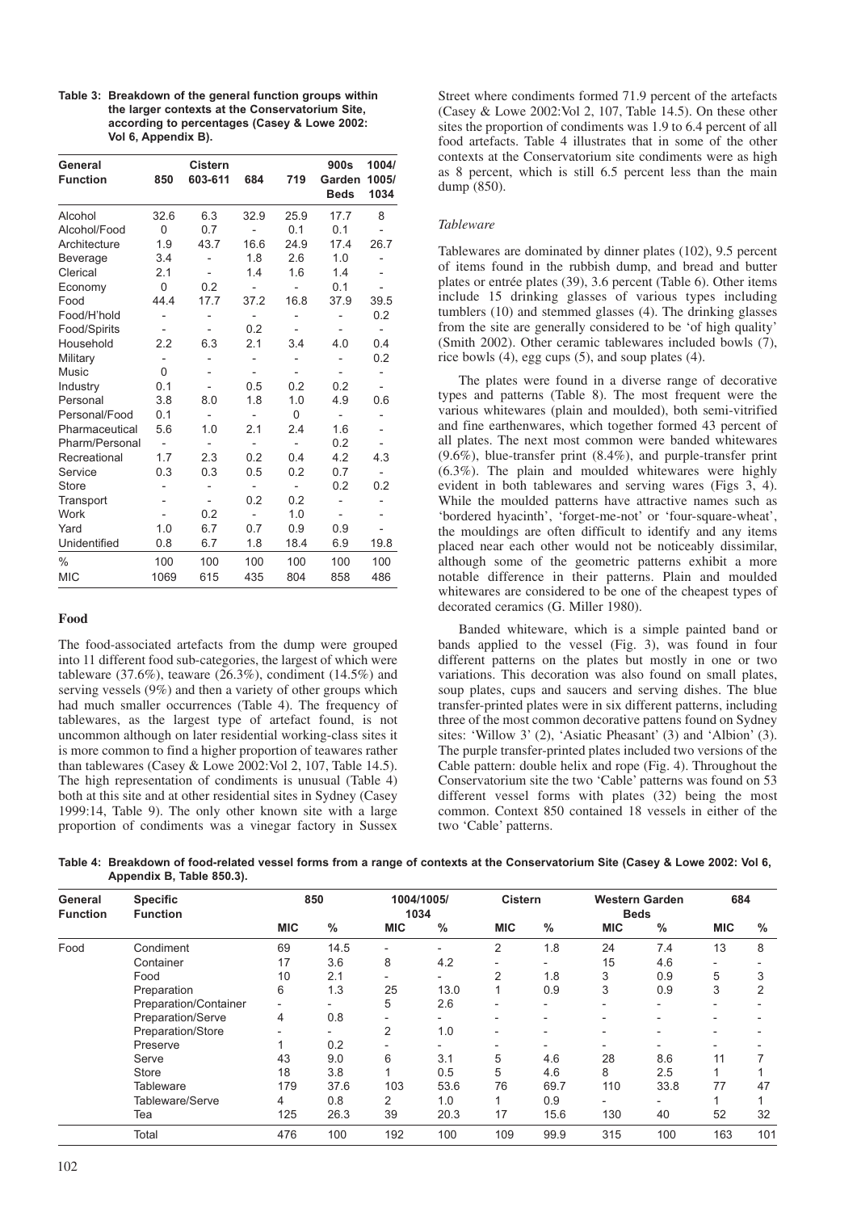**Table 3: Breakdown of the general function groups within the larger contexts at the Conservatorium Site, according to percentages (Casey & Lowe 2002: Vol 6, Appendix B).**

| General Function | 850 | Cistern 603-611 | 684 | 719 | 900s Garden Beds | 1004/ 1005/ 1034 |
|---|---|---|---|---|---|---|
| Alcohol | 32.6 | 6.3 | 32.9 | 25.9 | 17.7 | 8 |
| Alcohol/Food | 0 | 0.7 | - | 0.1 | 0.1 | - |
| Architecture | 1.9 | 43.7 | 16.6 | 24.9 | 17.4 | 26.7 |
| Beverage | 3.4 | - | 1.8 | 2.6 | 1.0 | - |
| Clerical | 2.1 | - | 1.4 | 1.6 | 1.4 | - |
| Economy | 0 | 0.2 | - | - | 0.1 | - |
| Food | 44.4 | 17.7 | 37.2 | 16.8 | 37.9 | 39.5 |
| Food/H'hold | - | - | - | - | - | 0.2 |
| Food/Spirits | - | - | 0.2 | - | - | - |
| Household | 2.2 | 6.3 | 2.1 | 3.4 | 4.0 | 0.4 |
| Military | - | - | - | - | - | 0.2 |
| Music | 0 | - | - | - | - | - |
| Industry | 0.1 | - | 0.5 | 0.2 | 0.2 | - |
| Personal | 3.8 | 8.0 | 1.8 | 1.0 | 4.9 | 0.6 |
| Personal/Food | 0.1 | - | - | 0 | - | - |
| Pharmaceutical | 5.6 | 1.0 | 2.1 | 2.4 | 1.6 | - |
| Pharm/Personal | - | - | - | - | 0.2 | - |
| Recreational | 1.7 | 2.3 | 0.2 | 0.4 | 4.2 | 4.3 |
| Service | 0.3 | 0.3 | 0.5 | 0.2 | 0.7 | - |
| Store | - | - | - | - | 0.2 | 0.2 |
| Transport | - | - | 0.2 | 0.2 | - | - |
| Work | - | 0.2 | - | 1.0 | - | - |
| Yard | 1.0 | 6.7 | 0.7 | 0.9 | 0.9 | - |
| Unidentified | 0.8 | 6.7 | 1.8 | 18.4 | 6.9 | 19.8 |
| % | 100 | 100 | 100 | 100 | 100 | 100 |
| MIC | 1069 | 615 | 435 | 804 | 858 | 486 |

## Food

The food-associated artefacts from the dump were grouped into 11 different food sub-categories, the largest of which were tableware (37.6%), teaware (26.3%), condiment (14.5%) and serving vessels (9%) and then a variety of other groups which had much smaller occurrences (Table 4). The frequency of tablewares, as the largest type of artefact found, is not uncommon although on later residential working-class sites it is more common to find a higher proportion of teawares rather than tablewares (Casey & Lowe 2002:Vol 2, 107, Table 14.5). The high representation of condiments is unusual (Table 4) both at this site and at other residential sites in Sydney (Casey 1999:14, Table 9). The only other known site with a large proportion of condiments was a vinegar factory in Sussex Street where condiments formed 71.9 percent of the artefacts (Casey & Lowe 2002:Vol 2, 107, Table 14.5). On these other sites the proportion of condiments was 1.9 to 6.4 percent of all food artefacts. Table 4 illustrates that in some of the other contexts at the Conservatorium site condiments were as high as 8 percent, which is still 6.5 percent less than the main dump (850).

### *Tableware*

Tablewares are dominated by dinner plates (102), 9.5 percent of items found in the rubbish dump, and bread and butter plates or entrée plates (39), 3.6 percent (Table 6). Other items include 15 drinking glasses of various types including tumblers (10) and stemmed glasses (4). The drinking glasses from the site are generally considered to be 'of high quality' (Smith 2002). Other ceramic tablewares included bowls (7), rice bowls (4), egg cups (5), and soup plates (4).

The plates were found in a diverse range of decorative types and patterns (Table 8). The most frequent were the various whitewares (plain and moulded), both semi-vitrified and fine earthenwares, which together formed 43 percent of all plates. The next most common were banded whitewares (9.6%), blue-transfer print (8.4%), and purple-transfer print (6.3%). The plain and moulded whitewares were highly evident in both tablewares and serving wares (Figs 3, 4). While the moulded patterns have attractive names such as 'bordered hyacinth', 'forget-me-not' or 'four-square-wheat', the mouldings are often difficult to identify and any items placed near each other would not be noticeably dissimilar, although some of the geometric patterns exhibit a more notable difference in their patterns. Plain and moulded whitewares are considered to be one of the cheapest types of decorated ceramics (G. Miller 1980).

Banded whiteware, which is a simple painted band or bands applied to the vessel (Fig. 3), was found in four different patterns on the plates but mostly in one or two variations. This decoration was also found on small plates, soup plates, cups and saucers and serving dishes. The blue transfer-printed plates were in six different patterns, including three of the most common decorative pattens found on Sydney sites: 'Willow 3' (2), 'Asiatic Pheasant' (3) and 'Albion' (3). The purple transfer-printed plates included two versions of the Cable pattern: double helix and rope (Fig. 4). Throughout the Conservatorium site the two 'Cable' patterns was found on 53 different vessel forms with plates (32) being the most common. Context 850 contained 18 vessels in either of the two 'Cable' patterns.

**Table 4: Breakdown of food-related vessel forms from a range of contexts at the Conservatorium Site (Casey & Lowe 2002: Vol 6, Appendix B, Table 850.3).**

| General Function | Specific Function | 850 | | 1004/1005/ 1034 | | Cistern | | Western Garden Beds | | 684 | |
|---|---|---|---|---|---|---|---|---|---|---|---|
| | | MIC | % | MIC | % | MIC | % | MIC | % | MIC | % |
| Food | Condiment | 69 | 14.5 | - | - | 2 | 1.8 | 24 | 7.4 | 13 | 8 |
| | Container | 17 | 3.6 | 8 | 4.2 | - | - | 15 | 4.6 | - | - |
| | Food | 10 | 2.1 | - | - | 2 | 1.8 | 3 | 0.9 | 5 | 3 |
| | Preparation | 6 | 1.3 | 25 | 13.0 | 1 | 0.9 | 3 | 0.9 | 3 | 2 |
| | Preparation/Container | - | - | 5 | 2.6 | - | - | - | - | - | - |
| | Preparation/Serve | 4 | 0.8 | - | - | - | - | - | - | - | - |
| | Preparation/Store | - | - | 2 | 1.0 | - | - | - | - | - | - |
| | Preserve | 1 | 0.2 | - | - | - | - | - | - | - | - |
| | Serve | 43 | 9.0 | 6 | 3.1 | 5 | 4.6 | 28 | 8.6 | 11 | 7 |
| | Store | 18 | 3.8 | 1 | 0.5 | 5 | 4.6 | 8 | 2.5 | 1 | 1 |
| | Tableware | 179 | 37.6 | 103 | 53.6 | 76 | 69.7 | 110 | 33.8 | 77 | 47 |
| | Tableware/Serve | 4 | 0.8 | 2 | 1.0 | 1 | 0.9 | - | - | 1 | 1 |
| | Tea | 125 | 26.3 | 39 | 20.3 | 17 | 15.6 | 130 | 40 | 52 | 32 |
| | Total | 476 | 100 | 192 | 100 | 109 | 99.9 | 315 | 100 | 163 | 101 |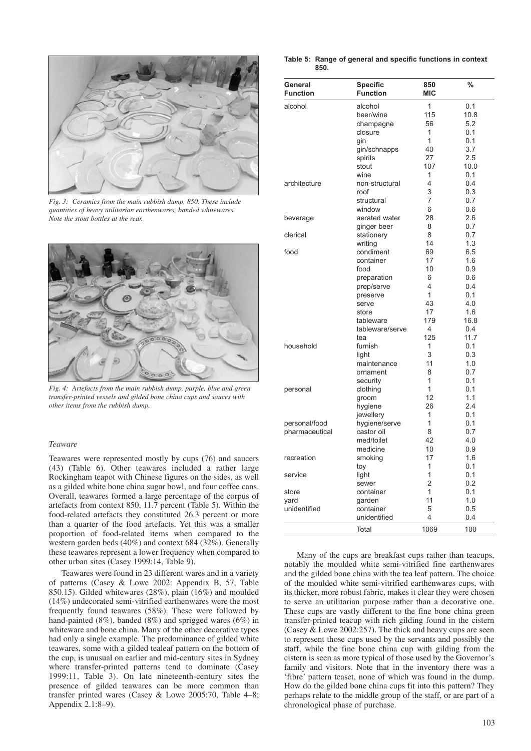*Fig. 3: Ceramics from the main rubbish dump, 850. These include quantities of heavy utilitarian earthenwares, banded whitewares. Note the stout bottles at the rear.*

*Fig. 4: Artefacts from the main rubbish dump, purple, blue and green transfer-printed vessels and gilded bone china cups and sauces with other items from the rubbish dump.*

### *Teaware*

Teawares were represented mostly by cups (76) and saucers (43) (Table 6). Other teawares included a rather large Rockingham teapot with Chinese figures on the sides, as well as a gilded white bone china sugar bowl, and four coffee cans. Overall, teawares formed a large percentage of the corpus of artefacts from context 850, 11.7 percent (Table 5). Within the food-related artefacts they constituted 26.3 percent or more than a quarter of the food artefacts. Yet this was a smaller proportion of food-related items when compared to the western garden beds (40%) and context 684 (32%). Generally these teawares represent a lower frequency when compared to other urban sites (Casey 1999:14, Table 9).

Teawares were found in 23 different wares and in a variety of patterns (Casey & Lowe 2002: Appendix B, 57, Table 850.15). Gilded whitewares (28%), plain (16%) and moulded (14%) undecorated semi-vitrified earthenwares were the most frequently found teawares (58%). These were followed by hand-painted (8%), banded (8%) and sprigged wares (6%) in whiteware and bone china. Many of the other decorative types had only a single example. The predominance of gilded white teawares, some with a gilded tealeaf pattern on the bottom of the cup, is unusual on earlier and mid-century sites in Sydney where transfer-printed patterns tend to dominate (Casey 1999:11, Table 3). On late nineteenth-century sites the presence of gilded teawares can be more common than transfer printed wares (Casey & Lowe 2005:70, Table 4–8; Appendix 2.1:8–9).

**Table 5: Range of general and specific functions in context 850.**

| General Function | Specific Function | 850 MIC | % |
|---|---|---|---|
| alcohol | alcohol | 1 | 0.1 |
| | beer/wine | 115 | 10.8 |
| | champagne | 56 | 5.2 |
| | closure | 1 | 0.1 |
| | gin | 1 | 0.1 |
| | gin/schnapps | 40 | 3.7 |
| | spirits | 27 | 2.5 |
| | stout | 107 | 10.0 |
| | wine | 1 | 0.1 |
| architecture | non-structural | 4 | 0.4 |
| | roof | 3 | 0.3 |
| | structural | 7 | 0.7 |
| | window | 6 | 0.6 |
| beverage | aerated water | 28 | 2.6 |
| | ginger beer | 8 | 0.7 |
| clerical | stationery | 8 | 0.7 |
| | writing | 14 | 1.3 |
| food | condiment | 69 | 6.5 |
| | container | 17 | 1.6 |
| | food | 10 | 0.9 |
| | preparation | 6 | 0.6 |
| | prep/serve | 4 | 0.4 |
| | preserve | 1 | 0.1 |
| | serve | 43 | 4.0 |
| | store | 17 | 1.6 |
| | tableware | 179 | 16.8 |
| | tableware/serve | 4 | 0.4 |
| | tea | 125 | 11.7 |
| household | furnish | 1 | 0.1 |
| | light | 3 | 0.3 |
| | maintenance | 11 | 1.0 |
| | ornament | 8 | 0.7 |
| | security | 1 | 0.1 |
| personal | clothing | 1 | 0.1 |
| | groom | 12 | 1.1 |
| | hygiene | 26 | 2.4 |
| | jewellery | 1 | 0.1 |
| personal/food | hygiene/serve | 1 | 0.1 |
| pharmaceutical | castor oil | 8 | 0.7 |
| | med/toilet | 42 | 4.0 |
| | medicine | 10 | 0.9 |
| recreation | smoking | 17 | 1.6 |
| | toy | 1 | 0.1 |
| service | light | 1 | 0.1 |
| | sewer | 2 | 0.2 |
| store | container | 1 | 0.1 |
| yard | garden | 11 | 1.0 |
| unidentified | container | 5 | 0.5 |
| | unidentified | 4 | 0.4 |
| | Total | 1069 | 100 |

Many of the cups are breakfast cups rather than teacups, notably the moulded white semi-vitrified fine earthenwares and the gilded bone china with the tea leaf pattern. The choice of the moulded white semi-vitrified earthenwares cups, with its thicker, more robust fabric, makes it clear they were chosen to serve an utilitarian purpose rather than a decorative one. These cups are vastly different to the fine bone china green transfer-printed teacup with rich gilding found in the cistern (Casey & Lowe 2002:257). The thick and heavy cups are seen to represent those cups used by the servants and possibly the staff, while the fine bone china cup with gilding from the cistern is seen as more typical of those used by the Governor's family and visitors. Note that in the inventory there was a 'fibre' pattern teaset, none of which was found in the dump. How do the gilded bone china cups fit into this pattern? They perhaps relate to the middle group of the staff, or are part of a chronological phase of purchase.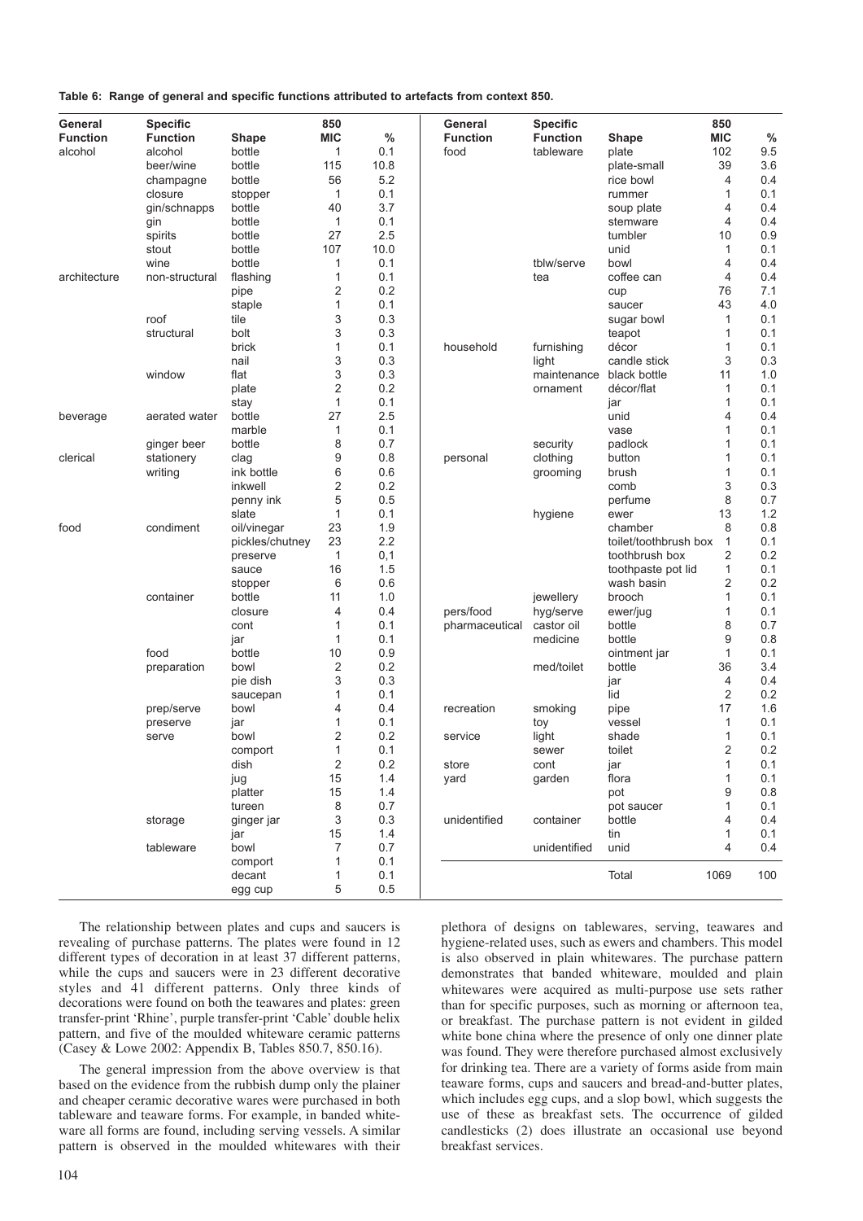**Table 6: Range of general and specific functions attributed to artefacts from context 850.**

| General Function | Specific Function | Shape | 850 MIC | % |
|---|---|---|---|---|
| alcohol | alcohol | bottle | 1 | 0.1 |
| | beer/wine | bottle | 115 | 10.8 |
| | champagne | bottle | 56 | 5.2 |
| | closure | stopper | 1 | 0.1 |
| | gin/schnapps | bottle | 40 | 3.7 |
| | gin | bottle | 1 | 0.1 |
| | spirits | bottle | 27 | 2.5 |
| | stout | bottle | 107 | 10.0 |
| | wine | bottle | 1 | 0.1 |
| architecture | non-structural | flashing | 1 | 0.1 |
| | | pipe | 2 | 0.2 |
| | | staple | 1 | 0.1 |
| | roof | tile | 3 | 0.3 |
| | structural | bolt | 3 | 0.3 |
| | | brick | 1 | 0.1 |
| | | nail | 3 | 0.3 |
| | window | flat | 3 | 0.3 |
| | | plate | 2 | 0.2 |
| | | stay | 1 | 0.1 |
| beverage | aerated water | bottle | 27 | 2.5 |
| | | marble | 1 | 0.1 |
| | ginger beer | bottle | 8 | 0.7 |
| clerical | stationery | clag | 9 | 0.8 |
| | writing | ink bottle | 6 | 0.6 |
| | | inkwell | 2 | 0.2 |
| | | penny ink | 5 | 0.5 |
| | | slate | 1 | 0.1 |
| food | condiment | oil/vinegar | 23 | 1.9 |
| | | pickles/chutney | 23 | 2.2 |
| | | preserve | 1 | 0,1 |
| | | sauce | 16 | 1.5 |
| | | stopper | 6 | 0.6 |
| | container | bottle | 11 | 1.0 |
| | | closure | 4 | 0.4 |
| | | cont | 1 | 0.1 |
| | | jar | 1 | 0.1 |
| | food | bottle | 10 | 0.9 |
| | preparation | bowl | 2 | 0.2 |
| | | pie dish | 3 | 0.3 |
| | | saucepan | 1 | 0.1 |
| | prep/serve | bowl | 4 | 0.4 |
| | preserve | jar | 1 | 0.1 |
| | serve | bowl | 2 | 0.2 |
| | | comport | 1 | 0.1 |
| | | dish | 2 | 0.2 |
| | | jug | 15 | 1.4 |
| | | platter | 15 | 1.4 |
| | | tureen | 8 | 0.7 |
| | storage | ginger jar | 3 | 0.3 |
| | | jar | 15 | 1.4 |
| | tableware | bowl | 7 | 0.7 |
| | | comport | 1 | 0.1 |
| | | decant | 1 | 0.1 |
| | | egg cup | 5 | 0.5 |
| food | tableware | plate | 102 | 9.5 |
| | | plate-small | 39 | 3.6 |
| | | rice bowl | 4 | 0.4 |
| | | rummer | 1 | 0.1 |
| | | soup plate | 4 | 0.4 |
| | | stemware | 4 | 0.4 |
| | | tumbler | 10 | 0.9 |
| | | unid | 1 | 0.1 |
| | tblw/serve | bowl | 4 | 0.4 |
| | tea | coffee can | 4 | 0.4 |
| | | cup | 76 | 7.1 |
| | | saucer | 43 | 4.0 |
| | | sugar bowl | 1 | 0.1 |
| | | teapot | 1 | 0.1 |
| household | furnishing | décor | 1 | 0.1 |
| | light | candle stick | 3 | 0.3 |
| | maintenance | black bottle | 11 | 1.0 |
| | ornament | décor/flat | 1 | 0.1 |
| | | jar | 1 | 0.1 |
| | | unid | 4 | 0.4 |
| | | vase | 1 | 0.1 |
| | security | padlock | 1 | 0.1 |
| personal | clothing | button | 1 | 0.1 |
| | grooming | brush | 1 | 0.1 |
| | | comb | 3 | 0.3 |
| | | perfume | 8 | 0.7 |
| | hygiene | ewer | 13 | 1.2 |
| | | chamber | 8 | 0.8 |
| | | toilet/toothbrush box | 1 | 0.1 |
| | | toothbrush box | 2 | 0.2 |
| | | toothpaste pot lid | 1 | 0.1 |
| | | wash basin | 2 | 0.2 |
| | jewellery | brooch | 1 | 0.1 |
| pers/food | hyg/serve | ewer/jug | 1 | 0.1 |
| pharmaceutical | castor oil | bottle | 8 | 0.7 |
| | medicine | bottle | 9 | 0.8 |
| | | ointment jar | 1 | 0.1 |
| | med/toilet | bottle | 36 | 3.4 |
| | | jar | 4 | 0.4 |
| | | lid | 2 | 0.2 |
| recreation | smoking | pipe | 17 | 1.6 |
| | toy | vessel | 1 | 0.1 |
| service | light | shade | 1 | 0.1 |
| | sewer | toilet | 2 | 0.2 |
| store | cont | jar | 1 | 0.1 |
| yard | garden | flora | 1 | 0.1 |
| | | pot | 9 | 0.8 |
| | | pot saucer | 1 | 0.1 |
| unidentified | container | bottle | 4 | 0.4 |
| | | tin | 1 | 0.1 |
| | unidentified | unid | 4 | 0.4 |
| | | Total | 1069 | 100 |

The relationship between plates and cups and saucers is revealing of purchase patterns. The plates were found in 12 different types of decoration in at least 37 different patterns, while the cups and saucers were in 23 different decorative styles and 41 different patterns. Only three kinds of decorations were found on both the teawares and plates: green transfer-print 'Rhine', purple transfer-print 'Cable' double helix pattern, and five of the moulded whiteware ceramic patterns (Casey & Lowe 2002: Appendix B, Tables 850.7, 850.16).

The general impression from the above overview is that based on the evidence from the rubbish dump only the plainer and cheaper ceramic decorative wares were purchased in both tableware and teaware forms. For example, in banded whiteware all forms are found, including serving vessels. A similar pattern is observed in the moulded whitewares with their plethora of designs on tablewares, serving, teawares and hygiene-related uses, such as ewers and chambers. This model is also observed in plain whitewares. The purchase pattern demonstrates that banded whiteware, moulded and plain whitewares were acquired as multi-purpose use sets rather than for specific purposes, such as morning or afternoon tea, or breakfast. The purchase pattern is not evident in gilded white bone china where the presence of only one dinner plate was found. They were therefore purchased almost exclusively for drinking tea. There are a variety of forms aside from main teaware forms, cups and saucers and bread-and-butter plates, which includes egg cups, and a slop bowl, which suggests the use of these as breakfast sets. The occurrence of gilded candlesticks (2) does illustrate an occasional use beyond breakfast services.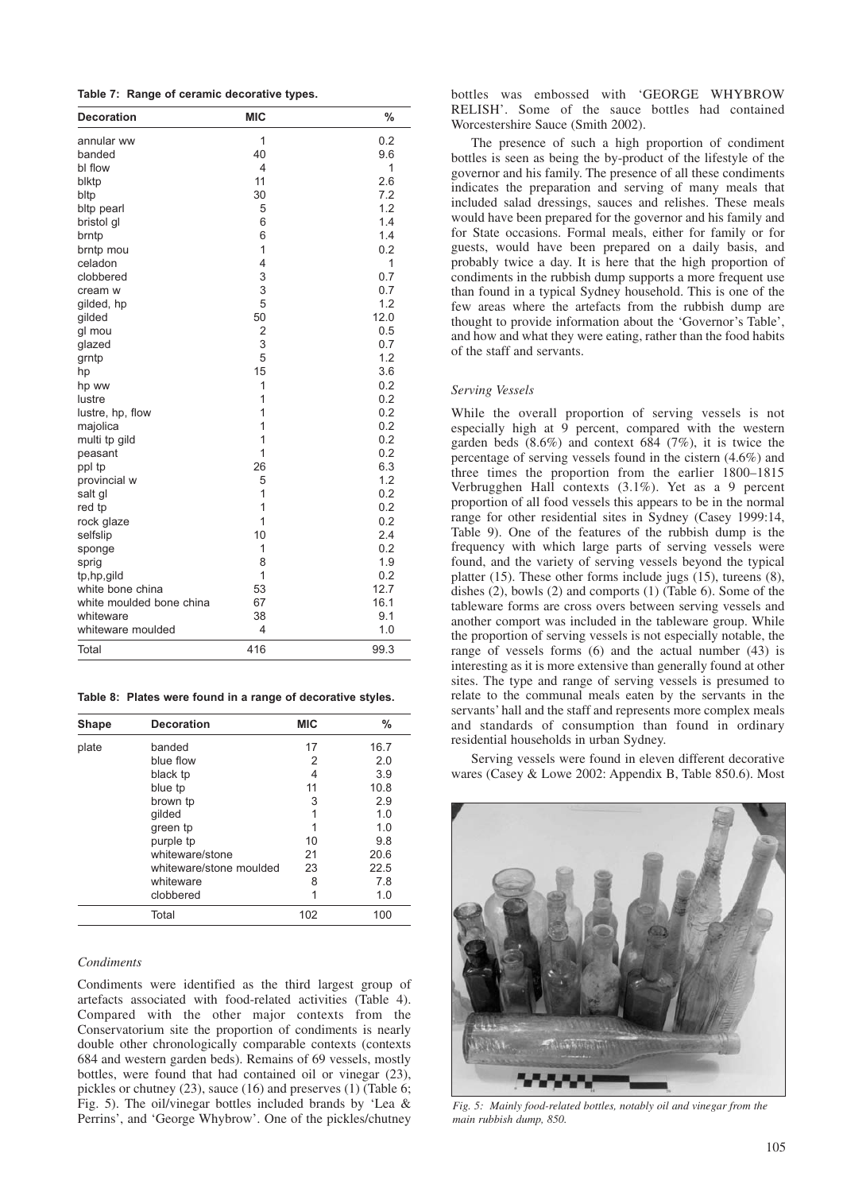**Table 7: Range of ceramic decorative types.**

| Decoration | MIC | % |
|---|---|---|
| annular ww | 1 | 0.2 |
| banded | 40 | 9.6 |
| bl flow | 4 | 1 |
| blktp | 11 | 2.6 |
| bltp | 30 | 7.2 |
| bltp pearl | 5 | 1.2 |
| bristol gl | 6 | 1.4 |
| brntp | 6 | 1.4 |
| brntp mou | 1 | 0.2 |
| celadon | 4 | 1 |
| clobbered | 3 | 0.7 |
| cream w | 3 | 0.7 |
| gilded, hp | 5 | 1.2 |
| gilded | 50 | 12.0 |
| gl mou | 2 | 0.5 |
| glazed | 3 | 0.7 |
| grntp | 5 | 1.2 |
| hp | 15 | 3.6 |
| hp ww | 1 | 0.2 |
| lustre | 1 | 0.2 |
| lustre, hp, flow | 1 | 0.2 |
| majolica | 1 | 0.2 |
| multi tp gild | 1 | 0.2 |
| peasant | 1 | 0.2 |
| ppl tp | 26 | 6.3 |
| provincial w | 5 | 1.2 |
| salt gl | 1 | 0.2 |
| red tp | 1 | 0.2 |
| rock glaze | 1 | 0.2 |
| selfslip | 10 | 2.4 |
| sponge | 1 | 0.2 |
| sprig | 8 | 1.9 |
| tp,hp,gild | 1 | 0.2 |
| white bone china | 53 | 12.7 |
| white moulded bone china | 67 | 16.1 |
| whiteware | 38 | 9.1 |
| whiteware moulded | 4 | 1.0 |
| Total | 416 | 99.3 |

**Table 8: Plates were found in a range of decorative styles.**

| Shape | Decoration | MIC | % |
|---|---|---|---|
| plate | banded | 17 | 16.7 |
| | blue flow | 2 | 2.0 |
| | black tp | 4 | 3.9 |
| | blue tp | 11 | 10.8 |
| | brown tp | 3 | 2.9 |
| | gilded | 1 | 1.0 |
| | green tp | 1 | 1.0 |
| | purple tp | 10 | 9.8 |
| | whiteware/stone | 21 | 20.6 |
| | whiteware/stone moulded | 23 | 22.5 |
| | whiteware | 8 | 7.8 |
| | clobbered | 1 | 1.0 |
| | Total | 102 | 100 |

### *Condiments*

Condiments were identified as the third largest group of artefacts associated with food-related activities (Table 4). Compared with the other major contexts from the Conservatorium site the proportion of condiments is nearly double other chronologically comparable contexts (contexts 684 and western garden beds). Remains of 69 vessels, mostly bottles, were found that had contained oil or vinegar (23), pickles or chutney (23), sauce (16) and preserves (1) (Table 6; Fig. 5). The oil/vinegar bottles included brands by 'Lea & Perrins', and 'George Whybrow'. One of the pickles/chutney bottles was embossed with 'GEORGE WHYBROW RELISH'. Some of the sauce bottles had contained Worcestershire Sauce (Smith 2002).

The presence of such a high proportion of condiment bottles is seen as being the by-product of the lifestyle of the governor and his family. The presence of all these condiments indicates the preparation and serving of many meals that included salad dressings, sauces and relishes. These meals would have been prepared for the governor and his family and for State occasions. Formal meals, either for family or for guests, would have been prepared on a daily basis, and probably twice a day. It is here that the high proportion of condiments in the rubbish dump supports a more frequent use than found in a typical Sydney household. This is one of the few areas where the artefacts from the rubbish dump are thought to provide information about the 'Governor's Table', and how and what they were eating, rather than the food habits of the staff and servants.

### *Serving Vessels*

While the overall proportion of serving vessels is not especially high at 9 percent, compared with the western garden beds (8.6%) and context 684 (7%), it is twice the percentage of serving vessels found in the cistern (4.6%) and three times the proportion from the earlier 1800–1815 Verbrugghen Hall contexts (3.1%). Yet as a 9 percent proportion of all food vessels this appears to be in the normal range for other residential sites in Sydney (Casey 1999:14, Table 9). One of the features of the rubbish dump is the frequency with which large parts of serving vessels were found, and the variety of serving vessels beyond the typical platter (15). These other forms include jugs (15), tureens (8), dishes (2), bowls (2) and comports (1) (Table 6). Some of the tableware forms are cross overs between serving vessels and another comport was included in the tableware group. While the proportion of serving vessels is not especially notable, the range of vessels forms (6) and the actual number (43) is interesting as it is more extensive than generally found at other sites. The type and range of serving vessels is presumed to relate to the communal meals eaten by the servants in the servants' hall and the staff and represents more complex meals and standards of consumption than found in ordinary residential households in urban Sydney.

Serving vessels were found in eleven different decorative wares (Casey & Lowe 2002: Appendix B, Table 850.6). Most

*Fig. 5: Mainly food-related bottles, notably oil and vinegar from the main rubbish dump, 850.*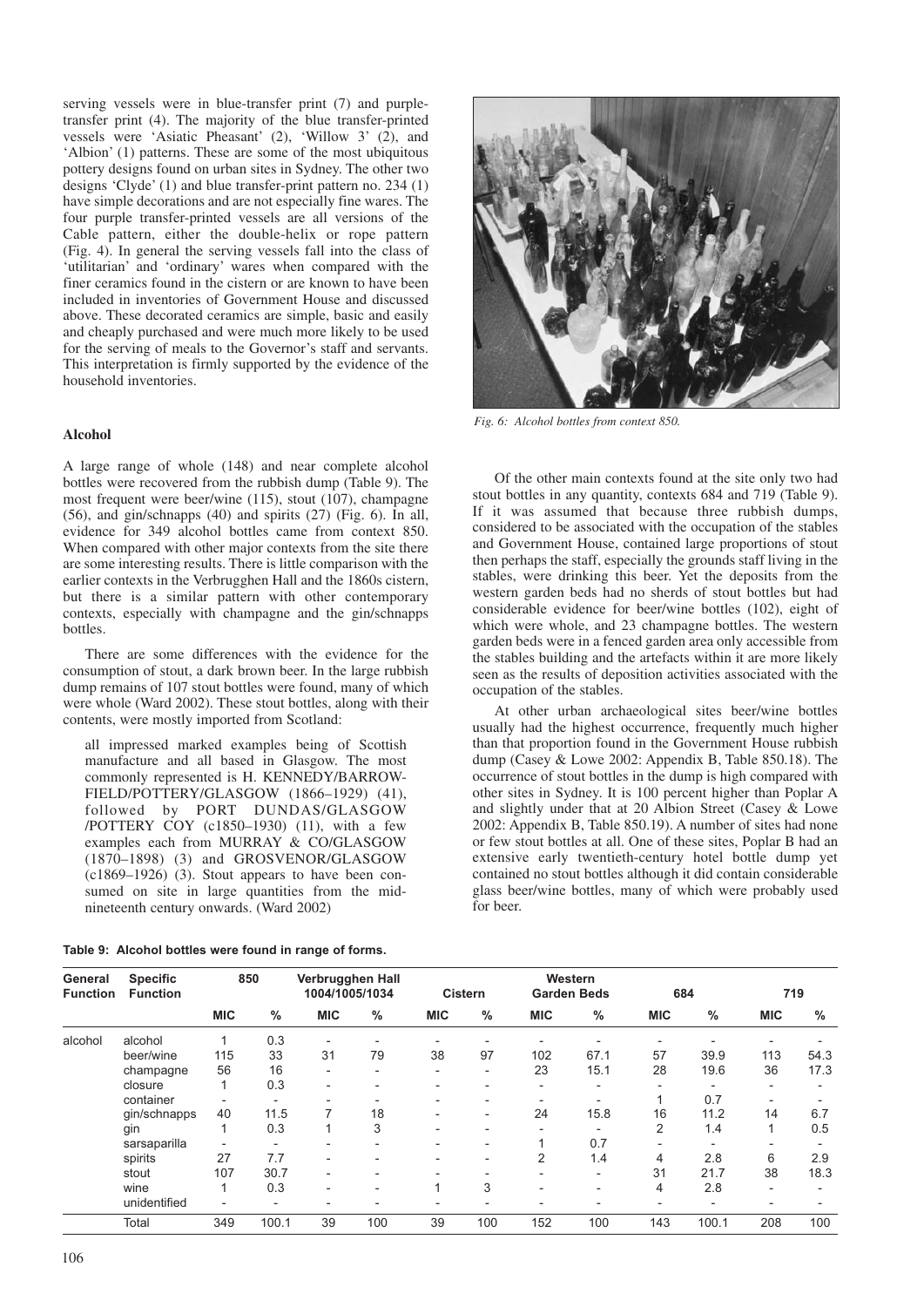serving vessels were in blue-transfer print (7) and purple-transfer print (4). The majority of the blue transfer-printed vessels were 'Asiatic Pheasant' (2), 'Willow 3' (2), and 'Albion' (1) patterns. These are some of the most ubiquitous pottery designs found on urban sites in Sydney. The other two designs 'Clyde' (1) and blue transfer-print pattern no. 234 (1) have simple decorations and are not especially fine wares. The four purple transfer-printed vessels are all versions of the Cable pattern, either the double-helix or rope pattern (Fig. 4). In general the serving vessels fall into the class of 'utilitarian' and 'ordinary' wares when compared with the finer ceramics found in the cistern or are known to have been included in inventories of Government House and discussed above. These decorated ceramics are simple, basic and easily and cheaply purchased and were much more likely to be used for the serving of meals to the Governor's staff and servants. This interpretation is firmly supported by the evidence of the household inventories.

### Alcohol

A large range of whole (148) and near complete alcohol bottles were recovered from the rubbish dump (Table 9). The most frequent were beer/wine (115), stout (107), champagne (56), and gin/schnapps (40) and spirits (27) (Fig. 6). In all, evidence for 349 alcohol bottles came from context 850. When compared with other major contexts from the site there are some interesting results. There is little comparison with the earlier contexts in the Verbrugghen Hall and the 1860s cistern, but there is a similar pattern with other contemporary contexts, especially with champagne and the gin/schnapps bottles.

There are some differences with the evidence for the consumption of stout, a dark brown beer. In the large rubbish dump remains of 107 stout bottles were found, many of which were whole (Ward 2002). These stout bottles, along with their contents, were mostly imported from Scotland:

> all impressed marked examples being of Scottish manufacture and all based in Glasgow. The most commonly represented is H. KENNEDY/BARROWFIELD/POTTERY/GLASGOW (1866–1929) (41), followed by PORT DUNDAS/GLASGOW /POTTERY COY (c1850–1930) (11), with a few examples each from MURRAY & CO/GLASGOW (1870–1898) (3) and GROSVENOR/GLASGOW (c1869–1926) (3). Stout appears to have been consumed on site in large quantities from the mid-nineteenth century onwards. (Ward 2002)

*Fig. 6: Alcohol bottles from context 850.*

Of the other main contexts found at the site only two had stout bottles in any quantity, contexts 684 and 719 (Table 9). If it was assumed that because three rubbish dumps, considered to be associated with the occupation of the stables and Government House, contained large proportions of stout then perhaps the staff, especially the grounds staff living in the stables, were drinking this beer. Yet the deposits from the western garden beds had no sherds of stout bottles but had considerable evidence for beer/wine bottles (102), eight of which were whole, and 23 champagne bottles. The western garden beds were in a fenced garden area only accessible from the stables building and the artefacts within it are more likely seen as the results of deposition activities associated with the occupation of the stables.

At other urban archaeological sites beer/wine bottles usually had the highest occurrence, frequently much higher than that proportion found in the Government House rubbish dump (Casey & Lowe 2002: Appendix B, Table 850.18). The occurrence of stout bottles in the dump is high compared with other sites in Sydney. It is 100 percent higher than Poplar A and slightly under that at 20 Albion Street (Casey & Lowe 2002: Appendix B, Table 850.19). A number of sites had none or few stout bottles at all. One of these sites, Poplar B had an extensive early twentieth-century hotel bottle dump yet contained no stout bottles although it did contain considerable glass beer/wine bottles, many of which were probably used for beer.

**Table 9: Alcohol bottles were found in range of forms.**

| General Function | Specific Function | 850 | | Verbrugghen Hall 1004/1005/1034 | | Cistern | | Western Garden Beds | | 684 | | 719 | |
|---|---|---|---|---|---|---|---|---|---|---|---|---|---|
| | | MIC | % | MIC | % | MIC | % | MIC | % | MIC | % | MIC | % |
| alcohol | alcohol | 1 | 0.3 | - | - | - | - | - | - | - | - | - | - |
| | beer/wine | 115 | 33 | 31 | 79 | 38 | 97 | 102 | 67.1 | 57 | 39.9 | 113 | 54.3 |
| | champagne | 56 | 16 | - | - | - | - | 23 | 15.1 | 28 | 19.6 | 36 | 17.3 |
| | closure | 1 | 0.3 | - | - | - | - | - | - | - | - | - | - |
| | container | - | - | - | - | - | - | - | - | 1 | 0.7 | - | - |
| | gin/schnapps | 40 | 11.5 | 7 | 18 | - | - | 24 | 15.8 | 16 | 11.2 | 14 | 6.7 |
| | gin | 1 | 0.3 | 1 | 3 | - | - | - | - | 2 | 1.4 | 1 | 0.5 |
| | sarsaparilla | - | - | - | - | - | - | 1 | 0.7 | - | - | - | - |
| | spirits | 27 | 7.7 | - | - | - | - | 2 | 1.4 | 4 | 2.8 | 6 | 2.9 |
| | stout | 107 | 30.7 | - | - | - | - | - | - | 31 | 21.7 | 38 | 18.3 |
| | wine | 1 | 0.3 | - | - | 1 | 3 | - | - | 4 | 2.8 | - | - |
| | unidentified | - | - | - | - | - | - | - | - | - | - | - | - |
| | Total | 349 | 100.1 | 39 | 100 | 39 | 100 | 152 | 100 | 143 | 100.1 | 208 | 100 |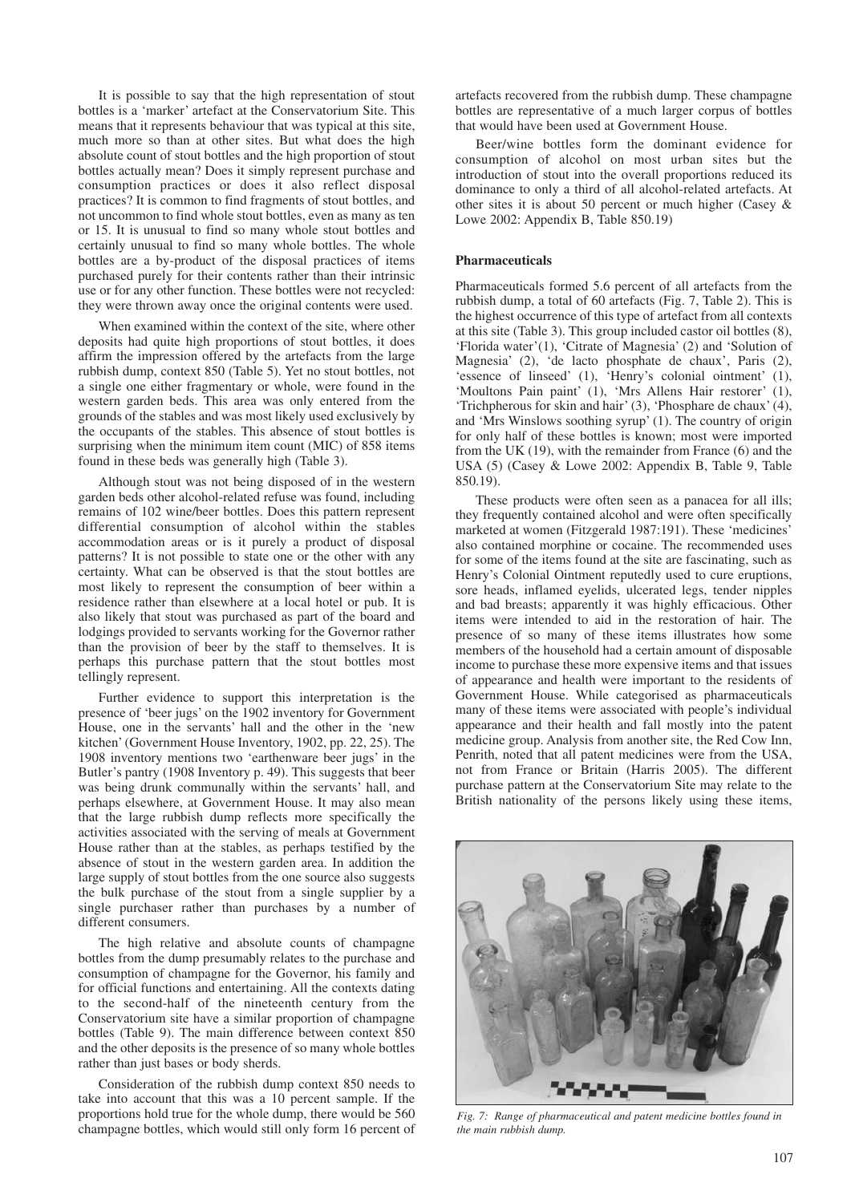It is possible to say that the high representation of stout bottles is a 'marker' artefact at the Conservatorium Site. This means that it represents behaviour that was typical at this site, much more so than at other sites. But what does the high absolute count of stout bottles and the high proportion of stout bottles actually mean? Does it simply represent purchase and consumption practices or does it also reflect disposal practices? It is common to find fragments of stout bottles, and not uncommon to find whole stout bottles, even as many as ten or 15. It is unusual to find so many whole stout bottles and certainly unusual to find so many whole bottles. The whole bottles are a by-product of the disposal practices of items purchased purely for their contents rather than their intrinsic use or for any other function. These bottles were not recycled: they were thrown away once the original contents were used.

When examined within the context of the site, where other deposits had quite high proportions of stout bottles, it does affirm the impression offered by the artefacts from the large rubbish dump, context 850 (Table 5). Yet no stout bottles, not a single one either fragmentary or whole, were found in the western garden beds. This area was only entered from the grounds of the stables and was most likely used exclusively by the occupants of the stables. This absence of stout bottles is surprising when the minimum item count (MIC) of 858 items found in these beds was generally high (Table 3).

Although stout was not being disposed of in the western garden beds other alcohol-related refuse was found, including remains of 102 wine/beer bottles. Does this pattern represent differential consumption of alcohol within the stables accommodation areas or is it purely a product of disposal patterns? It is not possible to state one or the other with any certainty. What can be observed is that the stout bottles are most likely to represent the consumption of beer within a residence rather than elsewhere at a local hotel or pub. It is also likely that stout was purchased as part of the board and lodgings provided to servants working for the Governor rather than the provision of beer by the staff to themselves. It is perhaps this purchase pattern that the stout bottles most tellingly represent.

Further evidence to support this interpretation is the presence of 'beer jugs' on the 1902 inventory for Government House, one in the servants' hall and the other in the 'new kitchen' (Government House Inventory, 1902, pp. 22, 25). The 1908 inventory mentions two 'earthenware beer jugs' in the Butler's pantry (1908 Inventory p. 49). This suggests that beer was being drunk communally within the servants' hall, and perhaps elsewhere, at Government House. It may also mean that the large rubbish dump reflects more specifically the activities associated with the serving of meals at Government House rather than at the stables, as perhaps testified by the absence of stout in the western garden area. In addition the large supply of stout bottles from the one source also suggests the bulk purchase of the stout from a single supplier by a single purchaser rather than purchases by a number of different consumers.

The high relative and absolute counts of champagne bottles from the dump presumably relates to the purchase and consumption of champagne for the Governor, his family and for official functions and entertaining. All the contexts dating to the second-half of the nineteenth century from the Conservatorium site have a similar proportion of champagne bottles (Table 9). The main difference between context 850 and the other deposits is the presence of so many whole bottles rather than just bases or body sherds.

Consideration of the rubbish dump context 850 needs to take into account that this was a 10 percent sample. If the proportions hold true for the whole dump, there would be 560 champagne bottles, which would still only form 16 percent of artefacts recovered from the rubbish dump. These champagne bottles are representative of a much larger corpus of bottles that would have been used at Government House.

Beer/wine bottles form the dominant evidence for consumption of alcohol on most urban sites but the introduction of stout into the overall proportions reduced its dominance to only a third of all alcohol-related artefacts. At other sites it is about 50 percent or much higher (Casey & Lowe 2002: Appendix B, Table 850.19)

### Pharmaceuticals

Pharmaceuticals formed 5.6 percent of all artefacts from the rubbish dump, a total of 60 artefacts (Fig. 7, Table 2). This is the highest occurrence of this type of artefact from all contexts at this site (Table 3). This group included castor oil bottles (8), 'Florida water'(1), 'Citrate of Magnesia' (2) and 'Solution of Magnesia' (2), 'de lacto phosphate de chaux', Paris (2), 'essence of linseed' (1), 'Henry's colonial ointment' (1), 'Moultons Pain paint' (1), 'Mrs Allens Hair restorer' (1), 'Trichpherous for skin and hair' (3), 'Phosphare de chaux' (4), and 'Mrs Winslows soothing syrup' (1). The country of origin for only half of these bottles is known; most were imported from the UK (19), with the remainder from France (6) and the USA (5) (Casey & Lowe 2002: Appendix B, Table 9, Table 850.19).

These products were often seen as a panacea for all ills; they frequently contained alcohol and were often specifically marketed at women (Fitzgerald 1987:191). These 'medicines' also contained morphine or cocaine. The recommended uses for some of the items found at the site are fascinating, such as Henry's Colonial Ointment reputedly used to cure eruptions, sore heads, inflamed eyelids, ulcerated legs, tender nipples and bad breasts; apparently it was highly efficacious. Other items were intended to aid in the restoration of hair. The presence of so many of these items illustrates how some members of the household had a certain amount of disposable income to purchase these more expensive items and that issues of appearance and health were important to the residents of Government House. While categorised as pharmaceuticals many of these items were associated with people's individual appearance and their health and fall mostly into the patent medicine group. Analysis from another site, the Red Cow Inn, Penrith, noted that all patent medicines were from the USA, not from France or Britain (Harris 2005). The different purchase pattern at the Conservatorium Site may relate to the British nationality of the persons likely using these items,

*Fig. 7: Range of pharmaceutical and patent medicine bottles found in the main rubbish dump.*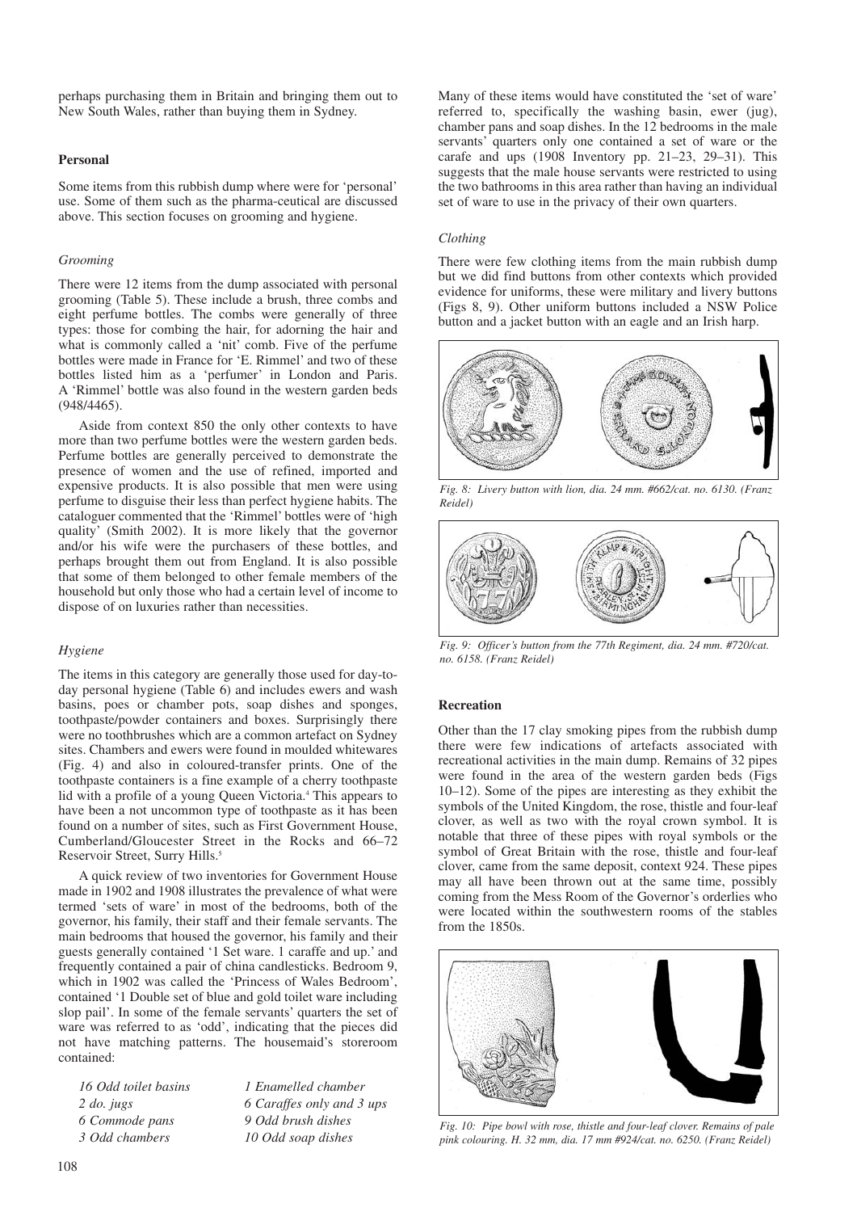perhaps purchasing them in Britain and bringing them out to New South Wales, rather than buying them in Sydney.

### Personal

Some items from this rubbish dump where were for 'personal' use. Some of them such as the pharma-ceutical are discussed above. This section focuses on grooming and hygiene.

#### *Grooming*

There were 12 items from the dump associated with personal grooming (Table 5). These include a brush, three combs and eight perfume bottles. The combs were generally of three types: those for combing the hair, for adorning the hair and what is commonly called a 'nit' comb. Five of the perfume bottles were made in France for 'E. Rimmel' and two of these bottles listed him as a 'perfumer' in London and Paris. A 'Rimmel' bottle was also found in the western garden beds (948/4465).

Aside from context 850 the only other contexts to have more than two perfume bottles were the western garden beds. Perfume bottles are generally perceived to demonstrate the presence of women and the use of refined, imported and expensive products. It is also possible that men were using perfume to disguise their less than perfect hygiene habits. The cataloguer commented that the 'Rimmel' bottles were of 'high quality' (Smith 2002). It is more likely that the governor and/or his wife were the purchasers of these bottles, and perhaps brought them out from England. It is also possible that some of them belonged to other female members of the household but only those who had a certain level of income to dispose of on luxuries rather than necessities.

#### *Hygiene*

The items in this category are generally those used for day-to-day personal hygiene (Table 6) and includes ewers and wash basins, poes or chamber pots, soap dishes and sponges, toothpaste/powder containers and boxes. Surprisingly there were no toothbrushes which are a common artefact on Sydney sites. Chambers and ewers were found in moulded whitewares (Fig. 4) and also in coloured-transfer prints. One of the toothpaste containers is a fine example of a cherry toothpaste lid with a profile of a young Queen Victoria.[4] This appears to have been a not uncommon type of toothpaste as it has been found on a number of sites, such as First Government House, Cumberland/Gloucester Street in the Rocks and 66–72 Reservoir Street, Surry Hills.[5]

A quick review of two inventories for Government House made in 1902 and 1908 illustrates the prevalence of what were termed 'sets of ware' in most of the bedrooms, both of the governor, his family, their staff and their female servants. The main bedrooms that housed the governor, his family and their guests generally contained '1 Set ware. 1 caraffe and up.' and frequently contained a pair of china candlesticks. Bedroom 9, which in 1902 was called the 'Princess of Wales Bedroom', contained '1 Double set of blue and gold toilet ware including slop pail'. In some of the female servants' quarters the set of ware was referred to as 'odd', indicating that the pieces did not have matching patterns. The housemaid's storeroom contained:

| | |
|---|---|
| *16 Odd toilet basins* | *1 Enamelled chamber* |
| *2 do. jugs* | *6 Caraffes only and 3 ups* |
| *6 Commode pans* | *9 Odd brush dishes* |
| *3 Odd chambers* | *10 Odd soap dishes* |

Many of these items would have constituted the 'set of ware' referred to, specifically the washing basin, ewer (jug), chamber pans and soap dishes. In the 12 bedrooms in the male servants' quarters only one contained a set of ware or the carafe and ups (1908 Inventory pp. 21–23, 29–31). This suggests that the male house servants were restricted to using the two bathrooms in this area rather than having an individual set of ware to use in the privacy of their own quarters.

#### *Clothing*

There were few clothing items from the main rubbish dump but we did find buttons from other contexts which provided evidence for uniforms, these were military and livery buttons (Figs 8, 9). Other uniform buttons included a NSW Police button and a jacket button with an eagle and an Irish harp.

*Fig. 8: Livery button with lion, dia. 24 mm. #662/cat. no. 6130. (Franz Reidel)*

*Fig. 9: Officer's button from the 77th Regiment, dia. 24 mm. #720/cat. no. 6158. (Franz Reidel)*

### Recreation

Other than the 17 clay smoking pipes from the rubbish dump there were few indications of artefacts associated with recreational activities in the main dump. Remains of 32 pipes were found in the area of the western garden beds (Figs 10–12). Some of the pipes are interesting as they exhibit the symbols of the United Kingdom, the rose, thistle and four-leaf clover, as well as two with the royal crown symbol. It is notable that three of these pipes with royal symbols or the symbol of Great Britain with the rose, thistle and four-leaf clover, came from the same deposit, context 924. These pipes may all have been thrown out at the same time, possibly coming from the Mess Room of the Governor's orderlies who were located within the southwestern rooms of the stables from the 1850s.

*Fig. 10: Pipe bowl with rose, thistle and four-leaf clover. Remains of pale pink colouring. H. 32 mm, dia. 17 mm #924/cat. no. 6250. (Franz Reidel)*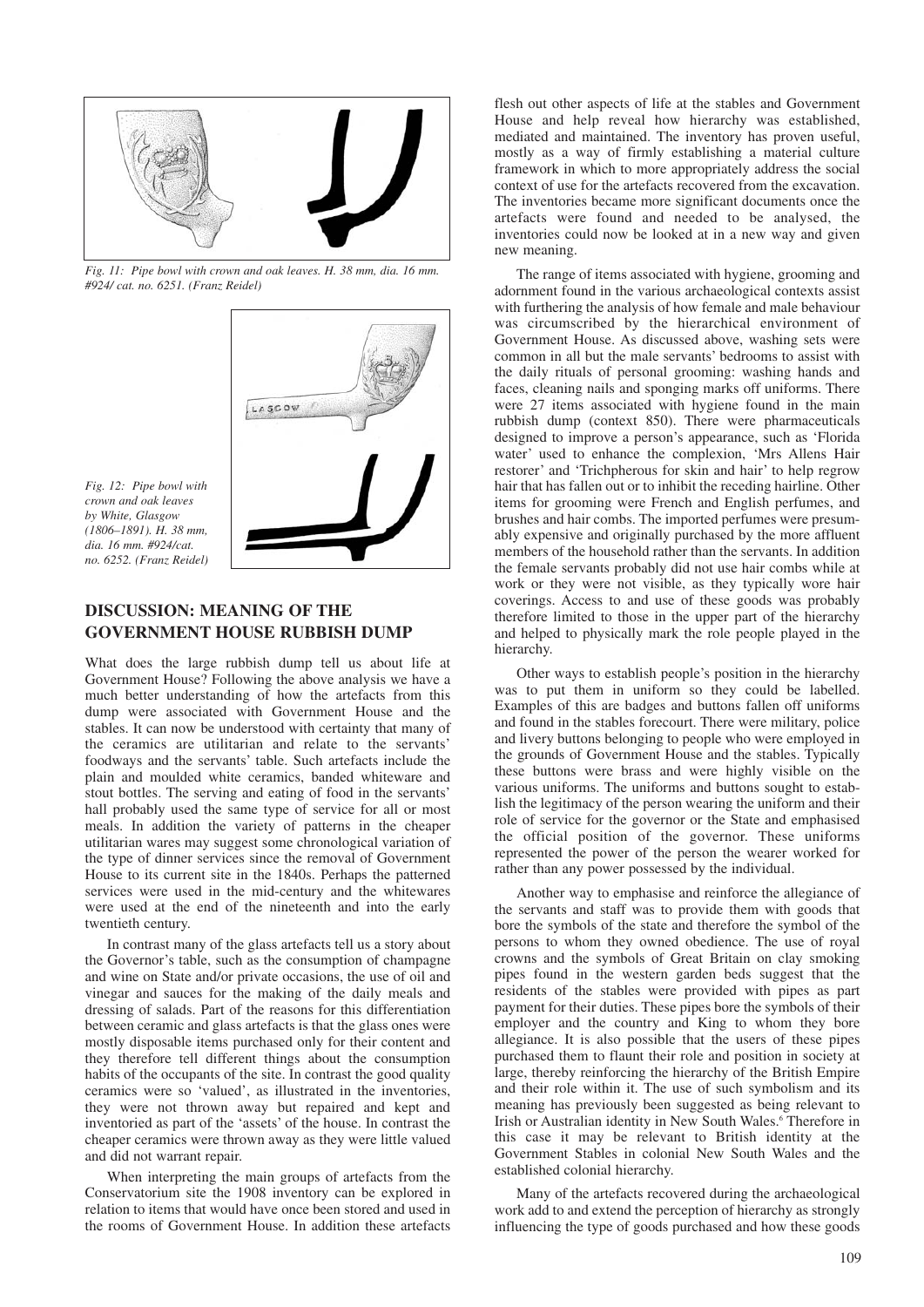*Fig. 11: Pipe bowl with crown and oak leaves. H. 38 mm, dia. 16 mm. #924/ cat. no. 6251. (Franz Reidel)*

*Fig. 12: Pipe bowl with crown and oak leaves by White, Glasgow (1806–1891). H. 38 mm, dia. 16 mm. #924/cat. no. 6252. (Franz Reidel)*

## DISCUSSION: MEANING OF THE GOVERNMENT HOUSE RUBBISH DUMP

What does the large rubbish dump tell us about life at Government House? Following the above analysis we have a much better understanding of how the artefacts from this dump were associated with Government House and the stables. It can now be understood with certainty that many of the ceramics are utilitarian and relate to the servants' foodways and the servants' table. Such artefacts include the plain and moulded white ceramics, banded whiteware and stout bottles. The serving and eating of food in the servants' hall probably used the same type of service for all or most meals. In addition the variety of patterns in the cheaper utilitarian wares may suggest some chronological variation of the type of dinner services since the removal of Government House to its current site in the 1840s. Perhaps the patterned services were used in the mid-century and the whitewares were used at the end of the nineteenth and into the early twentieth century.

In contrast many of the glass artefacts tell us a story about the Governor's table, such as the consumption of champagne and wine on State and/or private occasions, the use of oil and vinegar and sauces for the making of the daily meals and dressing of salads. Part of the reasons for this differentiation between ceramic and glass artefacts is that the glass ones were mostly disposable items purchased only for their content and they therefore tell different things about the consumption habits of the occupants of the site. In contrast the good quality ceramics were so 'valued', as illustrated in the inventories, they were not thrown away but repaired and kept and inventoried as part of the 'assets' of the house. In contrast the cheaper ceramics were thrown away as they were little valued and did not warrant repair.

When interpreting the main groups of artefacts from the Conservatorium site the 1908 inventory can be explored in relation to items that would have once been stored and used in the rooms of Government House. In addition these artefacts flesh out other aspects of life at the stables and Government House and help reveal how hierarchy was established, mediated and maintained. The inventory has proven useful, mostly as a way of firmly establishing a material culture framework in which to more appropriately address the social context of use for the artefacts recovered from the excavation. The inventories became more significant documents once the artefacts were found and needed to be analysed, the inventories could now be looked at in a new way and given new meaning.

The range of items associated with hygiene, grooming and adornment found in the various archaeological contexts assist with furthering the analysis of how female and male behaviour was circumscribed by the hierarchical environment of Government House. As discussed above, washing sets were common in all but the male servants' bedrooms to assist with the daily rituals of personal grooming: washing hands and faces, cleaning nails and sponging marks off uniforms. There were 27 items associated with hygiene found in the main rubbish dump (context 850). There were pharmaceuticals designed to improve a person's appearance, such as 'Florida water' used to enhance the complexion, 'Mrs Allens Hair restorer' and 'Trichpherous for skin and hair' to help regrow hair that has fallen out or to inhibit the receding hairline. Other items for grooming were French and English perfumes, and brushes and hair combs. The imported perfumes were presumably expensive and originally purchased by the more affluent members of the household rather than the servants. In addition the female servants probably did not use hair combs while at work or they were not visible, as they typically wore hair coverings. Access to and use of these goods was probably therefore limited to those in the upper part of the hierarchy and helped to physically mark the role people played in the hierarchy.

Other ways to establish people's position in the hierarchy was to put them in uniform so they could be labelled. Examples of this are badges and buttons fallen off uniforms and found in the stables forecourt. There were military, police and livery buttons belonging to people who were employed in the grounds of Government House and the stables. Typically these buttons were brass and were highly visible on the various uniforms. The uniforms and buttons sought to establish the legitimacy of the person wearing the uniform and their role of service for the governor or the State and emphasised the official position of the governor. These uniforms represented the power of the person the wearer worked for rather than any power possessed by the individual.

Another way to emphasise and reinforce the allegiance of the servants and staff was to provide them with goods that bore the symbols of the state and therefore the symbol of the persons to whom they owned obedience. The use of royal crowns and the symbols of Great Britain on clay smoking pipes found in the western garden beds suggest that the residents of the stables were provided with pipes as part payment for their duties. These pipes bore the symbols of their employer and the country and King to whom they bore allegiance. It is also possible that the users of these pipes purchased them to flaunt their role and position in society at large, thereby reinforcing the hierarchy of the British Empire and their role within it. The use of such symbolism and its meaning has previously been suggested as being relevant to Irish or Australian identity in New South Wales.[6] Therefore in this case it may be relevant to British identity at the Government Stables in colonial New South Wales and the established colonial hierarchy.

Many of the artefacts recovered during the archaeological work add to and extend the perception of hierarchy as strongly influencing the type of goods purchased and how these goods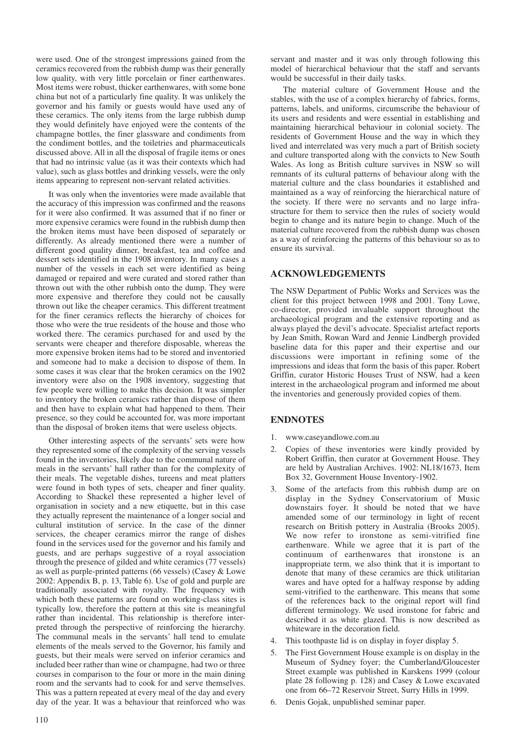were used. One of the strongest impressions gained from the ceramics recovered from the rubbish dump was their generally low quality, with very little porcelain or finer earthenwares. Most items were robust, thicker earthenwares, with some bone china but not of a particularly fine quality. It was unlikely the governor and his family or guests would have used any of these ceramics. The only items from the large rubbish dump they would definitely have enjoyed were the contents of the champagne bottles, the finer glassware and condiments from the condiment bottles, and the toiletries and pharmaceuticals discussed above. All in all the disposal of fragile items or ones that had no intrinsic value (as it was their contexts which had value), such as glass bottles and drinking vessels, were the only items appearing to represent non-servant related activities.

It was only when the inventories were made available that the accuracy of this impression was confirmed and the reasons for it were also confirmed. It was assumed that if no finer or more expensive ceramics were found in the rubbish dump then the broken items must have been disposed of separately or differently. As already mentioned there were a number of different good quality dinner, breakfast, tea and coffee and dessert sets identified in the 1908 inventory. In many cases a number of the vessels in each set were identified as being damaged or repaired and were curated and stored rather than thrown out with the other rubbish onto the dump. They were more expensive and therefore they could not be causally thrown out like the cheaper ceramics. This different treatment for the finer ceramics reflects the hierarchy of choices for those who were the true residents of the house and those who worked there. The ceramics purchased for and used by the servants were cheaper and therefore disposable, whereas the more expensive broken items had to be stored and inventoried and someone had to make a decision to dispose of them. In some cases it was clear that the broken ceramics on the 1902 inventory were also on the 1908 inventory, suggesting that few people were willing to make this decision. It was simpler to inventory the broken ceramics rather than dispose of them and then have to explain what had happened to them. Their presence, so they could be accounted for, was more important than the disposal of broken items that were useless objects.

Other interesting aspects of the servants' sets were how they represented some of the complexity of the serving vessels found in the inventories, likely due to the communal nature of meals in the servants' hall rather than for the complexity of their meals. The vegetable dishes, tureens and meat platters were found in both types of sets, cheaper and finer quality. According to Shackel these represented a higher level of organisation in society and a new etiquette, but in this case they actually represent the maintenance of a longer social and cultural institution of service. In the case of the dinner services, the cheaper ceramics mirror the range of dishes found in the services used for the governor and his family and guests, and are perhaps suggestive of a royal association through the presence of gilded and white ceramics (77 vessels) as well as purple-printed patterns (66 vessels) (Casey & Lowe 2002: Appendix B, p. 13, Table 6). Use of gold and purple are traditionally associated with royalty. The frequency with which both these patterns are found on working-class sites is typically low, therefore the pattern at this site is meaningful rather than incidental. This relationship is therefore interpreted through the perspective of reinforcing the hierarchy. The communal meals in the servants' hall tend to emulate elements of the meals served to the Governor, his family and guests, but their meals were served on inferior ceramics and included beer rather than wine or champagne, had two or three courses in comparison to the four or more in the main dining room and the servants had to cook for and serve themselves. This was a pattern repeated at every meal of the day and every day of the year. It was a behaviour that reinforced who was servant and master and it was only through following this model of hierarchical behaviour that the staff and servants would be successful in their daily tasks.

The material culture of Government House and the stables, with the use of a complex hierarchy of fabrics, forms, patterns, labels, and uniforms, circumscribe the behaviour of its users and residents and were essential in establishing and maintaining hierarchical behaviour in colonial society. The residents of Government House and the way in which they lived and interrelated was very much a part of British society and culture transported along with the convicts to New South Wales. As long as British culture survives in NSW so will remnants of its cultural patterns of behaviour along with the material culture and the class boundaries it established and maintained as a way of reinforcing the hierarchical nature of the society. If there were no servants and no large infrastructure for them to service then the rules of society would begin to change and its nature begin to change. Much of the material culture recovered from the rubbish dump was chosen as a way of reinforcing the patterns of this behaviour so as to ensure its survival.

## ACKNOWLEDGEMENTS

The NSW Department of Public Works and Services was the client for this project between 1998 and 2001. Tony Lowe, co-director, provided invaluable support throughout the archaeological program and the extensive reporting and as always played the devil's advocate. Specialist artefact reports by Jean Smith, Rowan Ward and Jennie Lindbergh provided baseline data for this paper and their expertise and our discussions were important in refining some of the impressions and ideas that form the basis of this paper. Robert Griffin, curator Historic Houses Trust of NSW, had a keen interest in the archaeological program and informed me about the inventories and generously provided copies of them.

## ENDNOTES

1. www.caseyandlowe.com.au
2. Copies of these inventories were kindly provided by Robert Griffin, then curator at Government House. They are held by Australian Archives. 1902: NL18/1673, Item Box 32, Government House Inventory-1902.
3. Some of the artefacts from this rubbish dump are on display in the Sydney Conservatorium of Music downstairs foyer. It should be noted that we have amended some of our terminology in light of recent research on British pottery in Australia (Brooks 2005). We now refer to ironstone as semi-vitrified fine earthenware. While we agree that it is part of the continuum of earthenwares that ironstone is an inappropriate term, we also think that it is important to denote that many of these ceramics are thick utilitarian wares and have opted for a halfway response by adding semi-vitrified to the earthenware. This means that some of the references back to the original report will find different terminology. We used ironstone for fabric and described it as white glazed. This is now described as whiteware in the decoration field.
4. This toothpaste lid is on display in foyer display 5.
5. The First Government House example is on display in the Museum of Sydney foyer; the Cumberland/Gloucester Street example was published in Karskens 1999 (colour plate 28 following p. 128) and Casey & Lowe excavated one from 66–72 Reservoir Street, Surry Hills in 1999.
6. Denis Gojak, unpublished seminar paper.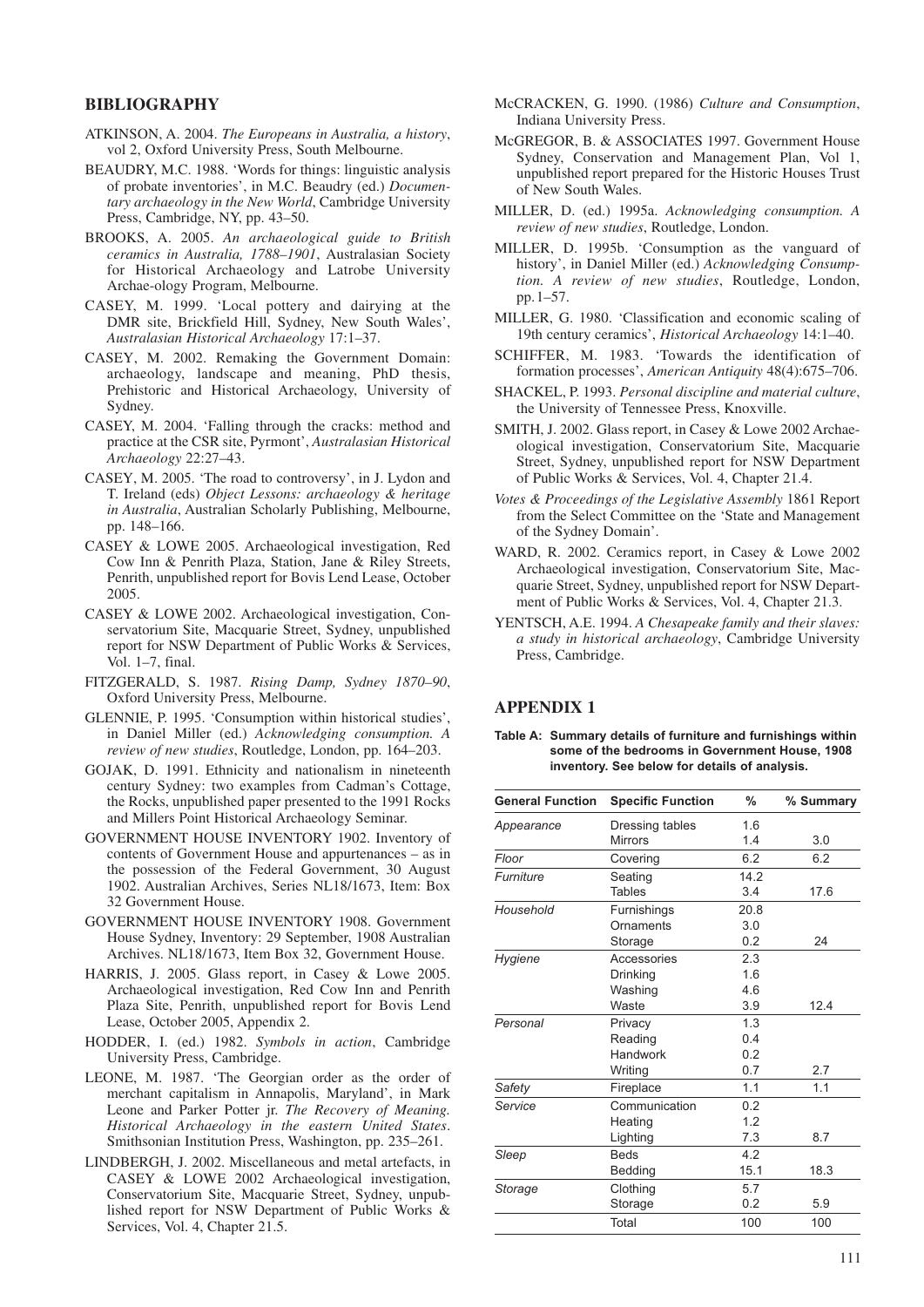## BIBLIOGRAPHY

ATKINSON, A. 2004. *The Europeans in Australia, a history*, vol 2, Oxford University Press, South Melbourne.

BEAUDRY, M.C. 1988. 'Words for things: linguistic analysis of probate inventories', in M.C. Beaudry (ed.) *Documentary archaeology in the New World*, Cambridge University Press, Cambridge, NY, pp. 43–50.

BROOKS, A. 2005. *An archaeological guide to British ceramics in Australia, 1788–1901*, Australasian Society for Historical Archaeology and Latrobe University Archae-ology Program, Melbourne.

CASEY, M. 1999. 'Local pottery and dairying at the DMR site, Brickfield Hill, Sydney, New South Wales', *Australasian Historical Archaeology* 17:1–37.

CASEY, M. 2002. Remaking the Government Domain: archaeology, landscape and meaning, PhD thesis, Prehistoric and Historical Archaeology, University of Sydney.

CASEY, M. 2004. 'Falling through the cracks: method and practice at the CSR site, Pyrmont', *Australasian Historical Archaeology* 22:27–43.

CASEY, M. 2005. 'The road to controversy', in J. Lydon and T. Ireland (eds) *Object Lessons: archaeology & heritage in Australia*, Australian Scholarly Publishing, Melbourne, pp. 148–166.

CASEY & LOWE 2005. Archaeological investigation, Red Cow Inn & Penrith Plaza, Station, Jane & Riley Streets, Penrith, unpublished report for Bovis Lend Lease, October 2005.

CASEY & LOWE 2002. Archaeological investigation, Conservatorium Site, Macquarie Street, Sydney, unpublished report for NSW Department of Public Works & Services, Vol. 1–7, final.

FITZGERALD, S. 1987. *Rising Damp, Sydney 1870–90*, Oxford University Press, Melbourne.

GLENNIE, P. 1995. 'Consumption within historical studies', in Daniel Miller (ed.) *Acknowledging consumption. A review of new studies*, Routledge, London, pp. 164–203.

GOJAK, D. 1991. Ethnicity and nationalism in nineteenth century Sydney: two examples from Cadman's Cottage, the Rocks, unpublished paper presented to the 1991 Rocks and Millers Point Historical Archaeology Seminar.

GOVERNMENT HOUSE INVENTORY 1902. Inventory of contents of Government House and appurtenances – as in the possession of the Federal Government, 30 August 1902. Australian Archives, Series NL18/1673, Item: Box 32 Government House.

GOVERNMENT HOUSE INVENTORY 1908. Government House Sydney, Inventory: 29 September, 1908 Australian Archives. NL18/1673, Item Box 32, Government House.

HARRIS, J. 2005. Glass report, in Casey & Lowe 2005. Archaeological investigation, Red Cow Inn and Penrith Plaza Site, Penrith, unpublished report for Bovis Lend Lease, October 2005, Appendix 2.

HODDER, I. (ed.) 1982. *Symbols in action*, Cambridge University Press, Cambridge.

LEONE, M. 1987. 'The Georgian order as the order of merchant capitalism in Annapolis, Maryland', in Mark Leone and Parker Potter jr. *The Recovery of Meaning. Historical Archaeology in the eastern United States*. Smithsonian Institution Press, Washington, pp. 235–261.

LINDBERGH, J. 2002. Miscellaneous and metal artefacts, in CASEY & LOWE 2002 Archaeological investigation, Conservatorium Site, Macquarie Street, Sydney, unpublished report for NSW Department of Public Works & Services, Vol. 4, Chapter 21.5.

McCRACKEN, G. 1990. (1986) *Culture and Consumption*, Indiana University Press.

McGREGOR, B. & ASSOCIATES 1997. Government House Sydney, Conservation and Management Plan, Vol 1, unpublished report prepared for the Historic Houses Trust of New South Wales.

MILLER, D. (ed.) 1995a. *Acknowledging consumption. A review of new studies*, Routledge, London.

MILLER, D. 1995b. 'Consumption as the vanguard of history', in Daniel Miller (ed.) *Acknowledging Consumption. A review of new studies*, Routledge, London, pp. 1–57.

MILLER, G. 1980. 'Classification and economic scaling of 19th century ceramics', *Historical Archaeology* 14:1–40.

SCHIFFER, M. 1983. 'Towards the identification of formation processes', *American Antiquity* 48(4):675–706.

SHACKEL, P. 1993. *Personal discipline and material culture*, the University of Tennessee Press, Knoxville.

SMITH, J. 2002. Glass report, in Casey & Lowe 2002 Archaeological investigation, Conservatorium Site, Macquarie Street, Sydney, unpublished report for NSW Department of Public Works & Services, Vol. 4, Chapter 21.4.

*Votes & Proceedings of the Legislative Assembly* 1861 Report from the Select Committee on the 'State and Management of the Sydney Domain'.

WARD, R. 2002. Ceramics report, in Casey & Lowe 2002 Archaeological investigation, Conservatorium Site, Macquarie Street, Sydney, unpublished report for NSW Department of Public Works & Services, Vol. 4, Chapter 21.3.

YENTSCH, A.E. 1994. *A Chesapeake family and their slaves: a study in historical archaeology*, Cambridge University Press, Cambridge.

## APPENDIX 1

**Table A: Summary details of furniture and furnishings within some of the bedrooms in Government House, 1908 inventory. See below for details of analysis.**

| General Function | Specific Function | % | % Summary |
|---|---|---|---|
| *Appearance* | Dressing tables | 1.6 | |
| | Mirrors | 1.4 | 3.0 |
| *Floor* | Covering | 6.2 | 6.2 |
| *Furniture* | Seating | 14.2 | |
| | Tables | 3.4 | 17.6 |
| *Household* | Furnishings | 20.8 | |
| | Ornaments | 3.0 | |
| | Storage | 0.2 | 24 |
| *Hygiene* | Accessories | 2.3 | |
| | Drinking | 1.6 | |
| | Washing | 4.6 | |
| | Waste | 3.9 | 12.4 |
| *Personal* | Privacy | 1.3 | |
| | Reading | 0.4 | |
| | Handwork | 0.2 | |
| | Writing | 0.7 | 2.7 |
| *Safety* | Fireplace | 1.1 | 1.1 |
| *Service* | Communication | 0.2 | |
| | Heating | 1.2 | |
| | Lighting | 7.3 | 8.7 |
| *Sleep* | Beds | 4.2 | |
| | Bedding | 15.1 | 18.3 |
| *Storage* | Clothing | 5.7 | |
| | Storage | 0.2 | 5.9 |
| | Total | 100 | 100 |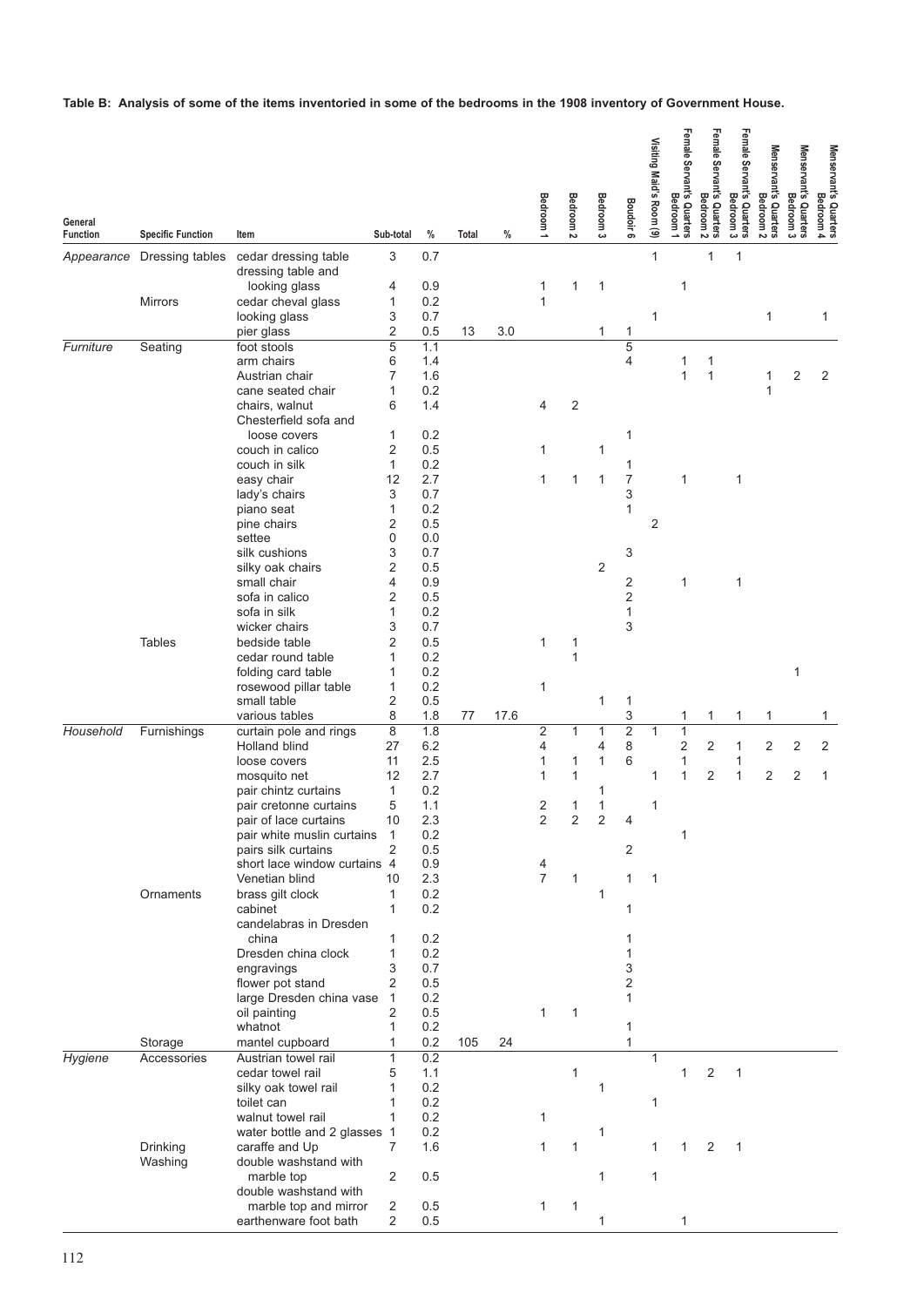**Table B: Analysis of some of the items inventoried in some of the bedrooms in the 1908 inventory of Government House.**

| General Function | Specific Function | Item | Sub-total | % | Total | % | Bedroom 1 | Bedroom 2 | Bedroom 3 | Boudoir 6 | Visiting Maid's Room (9) | Female Servant's Quarters Bedroom 1 | Female Servant's Quarters Bedroom 2 | Female Servant's Quarters Bedroom 3 | Menservant's Quarters Bedroom 2 | Menservant's Quarters Bedroom 3 | Menservant's Quarters Bedroom 4 |
|---|---|---|---|---|---|---|---|---|---|---|---|---|---|---|---|---|---|
| *Appearance* | Dressing tables | cedar dressing table | 3 | 0.7 | | | | | | | 1 | | 1 | 1 | | | |
| | | dressing table and looking glass | 4 | 0.9 | | | 1 | 1 | 1 | | | 1 | | | | | |
| | Mirrors | cedar cheval glass | 1 | 0.2 | | | 1 | | | | | | | | | | |
| | | looking glass | 3 | 0.7 | | | | | | | 1 | | | | 1 | | 1 |
| | | pier glass | 2 | 0.5 | 13 | 3.0 | | | 1 | 1 | | | | | | | |
| *Furniture* | Seating | foot stools | 5 | 1.1 | | | | | | 5 | | | | | | | |
| | | arm chairs | 6 | 1.4 | | | | | | 4 | | 1 | 1 | | | | |
| | | Austrian chair | 7 | 1.6 | | | | | | | | 1 | 1 | | 1 | 2 | 2 |
| | | cane seated chair | 1 | 0.2 | | | | | | | | | | | 1 | | |
| | | chairs, walnut | 6 | 1.4 | | | 4 | 2 | | | | | | | | | |
| | | Chesterfield sofa and loose covers | 1 | 0.2 | | | | | | 1 | | | | | | | |
| | | couch in calico | 2 | 0.5 | | | 1 | | 1 | | | | | | | | |
| | | couch in silk | 1 | 0.2 | | | | | | 1 | | | | | | | |
| | | easy chair | 12 | 2.7 | | | 1 | 1 | 1 | 7 | | 1 | | 1 | | | |
| | | lady's chairs | 3 | 0.7 | | | | | | 3 | | | | | | | |
| | | piano seat | 1 | 0.2 | | | | | | 1 | | | | | | | |
| | | pine chairs | 2 | 0.5 | | | | | | | 2 | | | | | | |
| | | settee | 0 | 0.0 | | | | | | | | | | | | | |
| | | silk cushions | 3 | 0.7 | | | | | | 3 | | | | | | | |
| | | silky oak chairs | 2 | 0.5 | | | | | 2 | | | | | | | | |
| | | small chair | 4 | 0.9 | | | | | | 2 | | 1 | | 1 | | | |
| | | sofa in calico | 2 | 0.5 | | | | | | 2 | | | | | | | |
| | | sofa in silk | 1 | 0.2 | | | | | | 1 | | | | | | | |
| | | wicker chairs | 3 | 0.7 | | | | | | 3 | | | | | | | |
| | Tables | bedside table | 2 | 0.5 | | | 1 | 1 | | | | | | | | | |
| | | cedar round table | 1 | 0.2 | | | | 1 | | | | | | | | | |
| | | folding card table | 1 | 0.2 | | | | | | | | | | | | 1 | |
| | | rosewood pillar table | 1 | 0.2 | | | 1 | | | | | | | | | | |
| | | small table | 2 | 0.5 | | | | | 1 | 1 | | | | | | | |
| | | various tables | 8 | 1.8 | 77 | 17.6 | | | | 3 | | 1 | 1 | 1 | 1 | | 1 |
| *Household* | Furnishings | curtain pole and rings | 8 | 1.8 | | | 2 | 1 | 1 | 2 | 1 | 1 | | | | | |
| | | Holland blind | 27 | 6.2 | | | 4 | | 4 | 8 | | 2 | 2 | 1 | 2 | 2 | 2 |
| | | loose covers | 11 | 2.5 | | | 1 | 1 | 1 | 6 | | 1 | | 1 | | | |
| | | mosquito net | 12 | 2.7 | | | 1 | 1 | | | 1 | 1 | 2 | 1 | 2 | 2 | 1 |
| | | pair chintz curtains | 1 | 0.2 | | | | | 1 | | | | | | | | |
| | | pair cretonne curtains | 5 | 1.1 | | | 2 | 1 | 1 | | 1 | | | | | | |
| | | pair of lace curtains | 10 | 2.3 | | | 2 | 2 | 2 | 4 | | | | | | | |
| | | pair white muslin curtains | 1 | 0.2 | | | | | | | | 1 | | | | | |
| | | pairs silk curtains | 2 | 0.5 | | | | | | 2 | | | | | | | |
| | | short lace window curtains | 4 | 0.9 | | | 4 | | | | | | | | | | |
| | | Venetian blind | 10 | 2.3 | | | 7 | 1 | | 1 | 1 | | | | | | |
| | Ornaments | brass gilt clock | 1 | 0.2 | | | | | 1 | | | | | | | | |
| | | cabinet | 1 | 0.2 | | | | | | 1 | | | | | | | |
| | | candelabras in Dresden china | 1 | 0.2 | | | | | | 1 | | | | | | | |
| | | Dresden china clock | 1 | 0.2 | | | | | | 1 | | | | | | | |
| | | engravings | 3 | 0.7 | | | | | | 3 | | | | | | | |
| | | flower pot stand | 2 | 0.5 | | | | | | 2 | | | | | | | |
| | | large Dresden china vase | 1 | 0.2 | | | | | | 1 | | | | | | | |
| | | oil painting | 2 | 0.5 | | | 1 | 1 | | | | | | | | | |
| | | whatnot | 1 | 0.2 | | | | | | 1 | | | | | | | |
| | Storage | mantel cupboard | 1 | 0.2 | 105 | 24 | | | | 1 | | | | | | | |
| *Hygiene* | Accessories | Austrian towel rail | 1 | 0.2 | | | | | | | 1 | | | | | | |
| | | cedar towel rail | 5 | 1.1 | | | | 1 | | | | 1 | 2 | 1 | | | |
| | | silky oak towel rail | 1 | 0.2 | | | | | 1 | | | | | | | | |
| | | toilet can | 1 | 0.2 | | | | | | | 1 | | | | | | |
| | | walnut towel rail | 1 | 0.2 | | | 1 | | | | | | | | | | |
| | | water bottle and 2 glasses | 1 | 0.2 | | | | | 1 | | | | | | | | |
| | Drinking | caraffe and Up | 7 | 1.6 | | | 1 | 1 | | | 1 | 1 | 2 | 1 | | | |
| | Washing | double washstand with marble top | 2 | 0.5 | | | | | 1 | | 1 | | | | | | |
| | | double washstand with marble top and mirror | 2 | 0.5 | | | 1 | 1 | | | | | | | | | |
| | | earthenware foot bath | 2 | 0.5 | | | | | 1 | | | 1 | | | | | |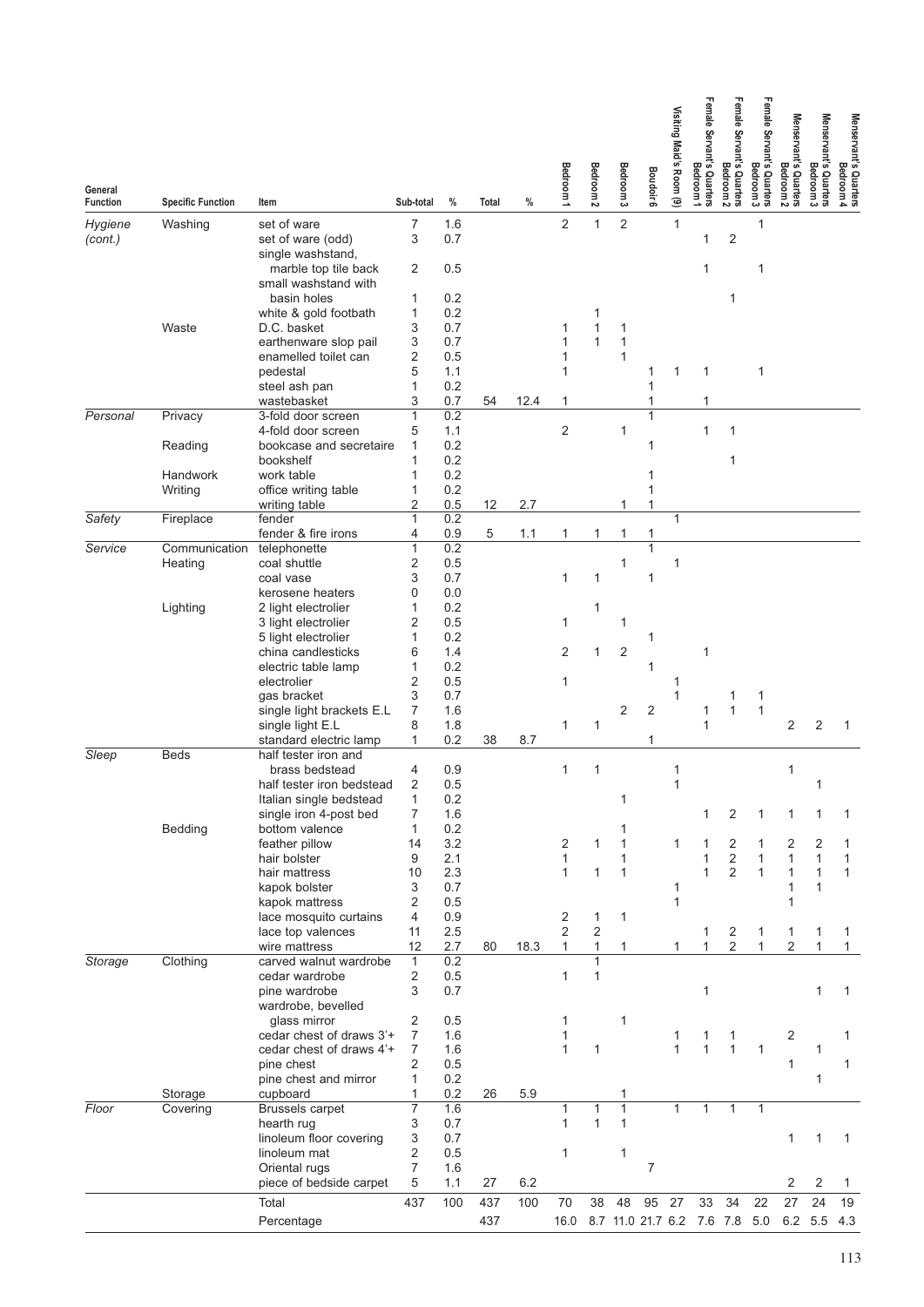| General Function | Specific Function | Item | Sub-total | % | Total | % | Bedroom 1 | Bedroom 2 | Bedroom 3 | Boudoir 6 | Visiting Maid's Room (9) | Female Servant's Quarters Bedroom 1 | Female Servant's Quarters Bedroom 2 | Female Servant's Quarters Bedroom 3 | Menservant's Quarters Bedroom 2 | Menservant's Quarters Bedroom 3 | Menservant's Quarters Bedroom 4 |
|---|---|---|---|---|---|---|---|---|---|---|---|---|---|---|---|---|---|
| *Hygiene (cont.)* | Washing | set of ware | 7 | 1.6 | | | 2 | 1 | 2 | | 1 | | | 1 | | | |
| | | set of ware (odd) | 3 | 0.7 | | | | | | | | 1 | 2 | | | | |
| | | single washstand, marble top tile back | 2 | 0.5 | | | | | | | | 1 | | 1 | | | |
| | | small washstand with basin holes | 1 | 0.2 | | | | | | | | | 1 | | | | |
| | | white & gold footbath | 1 | 0.2 | | | | 1 | | | | | | | | | |
| | Waste | D.C. basket | 3 | 0.7 | | | 1 | 1 | 1 | | | | | | | | |
| | | earthenware slop pail | 3 | 0.7 | | | 1 | 1 | 1 | | | | | | | | |
| | | enamelled toilet can | 2 | 0.5 | | | 1 | | 1 | | | | | | | | |
| | | pedestal | 5 | 1.1 | | | 1 | | | 1 | 1 | 1 | | 1 | | | |
| | | steel ash pan | 1 | 0.2 | | | | | | 1 | | | | | | | |
| | | wastebasket | 3 | 0.7 | 54 | 12.4 | 1 | | | 1 | | 1 | | | | | |
| *Personal* | Privacy | 3-fold door screen | 1 | 0.2 | | | | | | 1 | | | | | | | |
| | | 4-fold door screen | 5 | 1.1 | | | 2 | | 1 | | | 1 | 1 | | | | |
| | Reading | bookcase and secretaire | 1 | 0.2 | | | | | | 1 | | | | | | | |
| | | bookshelf | 1 | 0.2 | | | | | | | | | 1 | | | | |
| | Handwork | work table | 1 | 0.2 | | | | | | 1 | | | | | | | |
| | Writing | office writing table | 1 | 0.2 | | | | | | 1 | | | | | | | |
| | | writing table | 2 | 0.5 | 12 | 2.7 | | | 1 | 1 | | | | | | | |
| *Safety* | Fireplace | fender | 1 | 0.2 | | | | | | | 1 | | | | | | |
| | | fender & fire irons | 4 | 0.9 | 5 | 1.1 | 1 | 1 | 1 | 1 | | | | | | | |
| *Service* | Communication | telephonette | 1 | 0.2 | | | | | | 1 | | | | | | | |
| | Heating | coal shuttle | 2 | 0.5 | | | | | 1 | | 1 | | | | | | |
| | | coal vase | 3 | 0.7 | | | 1 | 1 | | 1 | | | | | | | |
| | | kerosene heaters | 0 | 0.0 | | | | | | | | | | | | | |
| | Lighting | 2 light electrolier | 1 | 0.2 | | | | 1 | | | | | | | | | |
| | | 3 light electrolier | 2 | 0.5 | | | 1 | | 1 | | | | | | | | |
| | | 5 light electrolier | 1 | 0.2 | | | | | | 1 | | | | | | | |
| | | china candlesticks | 6 | 1.4 | | | 2 | 1 | 2 | | | 1 | | | | | |
| | | electric table lamp | 1 | 0.2 | | | | | | 1 | | | | | | | |
| | | electrolier | 2 | 0.5 | | | 1 | | | | 1 | | | | | | |
| | | gas bracket | 3 | 0.7 | | | | | | | 1 | | 1 | 1 | | | |
| | | single light brackets E.L | 7 | 1.6 | | | | | 2 | 2 | | 1 | 1 | 1 | | | |
| | | single light E.L | 8 | 1.8 | | | 1 | 1 | | | | 1 | | | 2 | 2 | 1 |
| | | standard electric lamp | 1 | 0.2 | 38 | 8.7 | | | | 1 | | | | | | | |
| *Sleep* | Beds | half tester iron and brass bedstead | 4 | 0.9 | | | 1 | 1 | | | 1 | | | | 1 | | |
| | | half tester iron bedstead | 2 | 0.5 | | | | | | | 1 | | | | | 1 | |
| | | Italian single bedstead | 1 | 0.2 | | | | | 1 | | | | | | | | |
| | | single iron 4-post bed | 7 | 1.6 | | | | | | | | 1 | 2 | 1 | 1 | 1 | 1 |
| | Bedding | bottom valence | 1 | 0.2 | | | | | 1 | | | | | | | | |
| | | feather pillow | 14 | 3.2 | | | 2 | 1 | 1 | | 1 | 1 | 2 | 1 | 2 | 2 | 1 |
| | | hair bolster | 9 | 2.1 | | | 1 | | 1 | | | 1 | 2 | 1 | 1 | 1 | 1 |
| | | hair mattress | 10 | 2.3 | | | 1 | 1 | 1 | | | 1 | 2 | 1 | 1 | 1 | 1 |
| | | kapok bolster | 3 | 0.7 | | | | | | | 1 | | | | 1 | 1 | |
| | | kapok mattress | 2 | 0.5 | | | | | | | 1 | | | | 1 | | |
| | | lace mosquito curtains | 4 | 0.9 | | | 2 | 1 | 1 | | | | | | | | |
| | | lace top valences | 11 | 2.5 | | | 2 | 2 | | | | 1 | 2 | 1 | 1 | 1 | 1 |
| | | wire mattress | 12 | 2.7 | 80 | 18.3 | 1 | 1 | 1 | | 1 | 1 | 2 | 1 | 2 | 1 | 1 |
| *Storage* | Clothing | carved walnut wardrobe | 1 | 0.2 | | | | 1 | | | | | | | | | |
| | | cedar wardrobe | 2 | 0.5 | | | 1 | 1 | | | | | | | | | |
| | | pine wardrobe | 3 | 0.7 | | | | | | | | 1 | | | | 1 | 1 |
| | | wardrobe, bevelled glass mirror | 2 | 0.5 | | | 1 | | 1 | | | | | | | | |
| | | cedar chest of draws 3'+ | 7 | 1.6 | | | 1 | | | | 1 | 1 | 1 | | 2 | | 1 |
| | | cedar chest of draws 4'+ | 7 | 1.6 | | | 1 | 1 | | | 1 | 1 | 1 | 1 | | 1 | |
| | | pine chest | 2 | 0.5 | | | | | | | | | | | 1 | | 1 |
| | | pine chest and mirror | 1 | 0.2 | | | | | | | | | | | | 1 | |
| | Storage | cupboard | 1 | 0.2 | 26 | 5.9 | | | 1 | | | | | | | | |
| *Floor* | Covering | Brussels carpet | 7 | 1.6 | | | 1 | 1 | 1 | | 1 | 1 | 1 | 1 | | | |
| | | hearth rug | 3 | 0.7 | | | 1 | 1 | 1 | | | | | | | | |
| | | linoleum floor covering | 3 | 0.7 | | | | | | | | | | | 1 | 1 | 1 |
| | | linoleum mat | 2 | 0.5 | | | 1 | | 1 | | | | | | | | |
| | | Oriental rugs | 7 | 1.6 | | | | | | 7 | | | | | | | |
| | | piece of bedside carpet | 5 | 1.1 | 27 | 6.2 | | | | | | | | | 2 | 2 | 1 |
| | | Total | 437 | 100 | 437 | 100 | 70 | 38 | 48 | 95 | 27 | 33 | 34 | 22 | 27 | 24 | 19 |
| | | Percentage | | | 437 | | 16.0 | 8.7 | 11.0 | 21.7 | 6.2 | 7.6 | 7.8 | 5.0 | 6.2 | 5.5 | 4.3 |